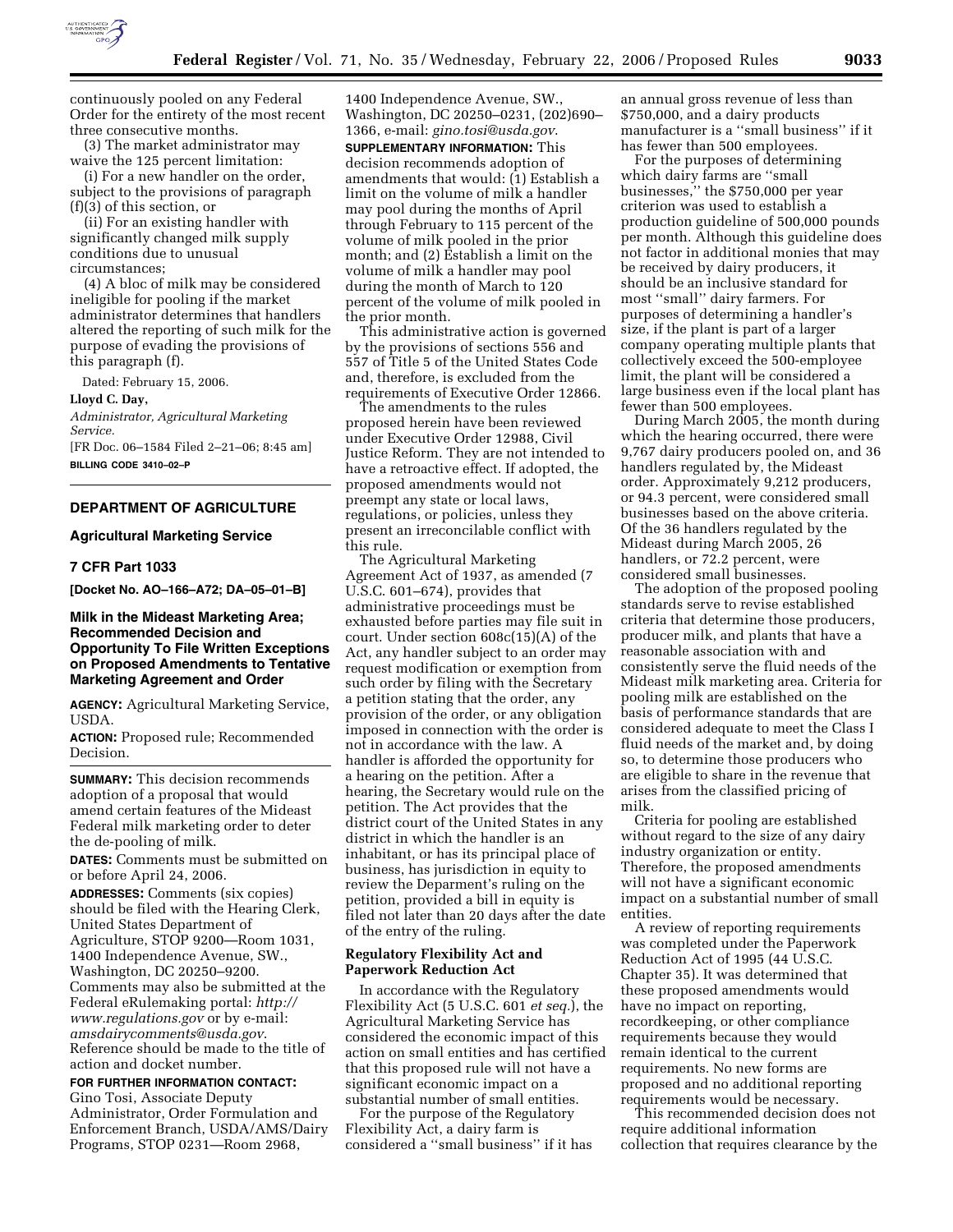continuously pooled on any Federal Order for the entirety of the most recent three consecutive months.

(3) The market administrator may waive the 125 percent limitation:

(i) For a new handler on the order, subject to the provisions of paragraph (f)(3) of this section, or

(ii) For an existing handler with significantly changed milk supply conditions due to unusual circumstances;

(4) A bloc of milk may be considered ineligible for pooling if the market administrator determines that handlers altered the reporting of such milk for the purpose of evading the provisions of this paragraph (f).

Dated: February 15, 2006.

**Lloyd C. Day,**

*Administrator, Agricultural Marketing Service.*

[FR Doc. 06–1584 Filed 2–21–06; 8:45 am]

**BILLING CODE 3410–02–P**

## DEPARTMENT OF AGRICULTURE

### Agricultural Marketing Service

### 7 CFR Part 1033

**[Docket No. AO–166–A72; DA–05–01–B]**

### Milk in the Mideast Marketing Area; Recommended Decision and Opportunity To File Written Exceptions on Proposed Amendments to Tentative Marketing Agreement and Order

**AGENCY:** Agricultural Marketing Service, USDA.

**ACTION:** Proposed rule; Recommended Decision.

**SUMMARY:** This decision recommends adoption of a proposal that would amend certain features of the Mideast Federal milk marketing order to deter the de-pooling of milk.

**DATES:** Comments must be submitted on or before April 24, 2006.

**ADDRESSES:** Comments (six copies) should be filed with the Hearing Clerk, United States Department of Agriculture, STOP 9200—Room 1031, 1400 Independence Avenue, SW., Washington, DC 20250–9200. Comments may also be submitted at the Federal eRulemaking portal: *http://www.regulations.gov* or by e-mail: *amsdairycomments@usda.gov*. Reference should be made to the title of action and docket number.

**FOR FURTHER INFORMATION CONTACT:** Gino Tosi, Associate Deputy Administrator, Order Formulation and Enforcement Branch, USDA/AMS/Dairy Programs, STOP 0231—Room 2968, 1400 Independence Avenue, SW., Washington, DC 20250–0231, (202)690–1366, e-mail: *gino.tosi@usda.gov*.

**SUPPLEMENTARY INFORMATION:** This decision recommends adoption of amendments that would: (1) Establish a limit on the volume of milk a handler may pool during the months of April through February to 115 percent of the volume of milk pooled in the prior month; and (2) Establish a limit on the volume of milk a handler may pool during the month of March to 120 percent of the volume of milk pooled in the prior month.

This administrative action is governed by the provisions of sections 556 and 557 of Title 5 of the United States Code and, therefore, is excluded from the requirements of Executive Order 12866.

The amendments to the rules proposed herein have been reviewed under Executive Order 12988, Civil Justice Reform. They are not intended to have a retroactive effect. If adopted, the proposed amendments would not preempt any state or local laws, regulations, or policies, unless they present an irreconcilable conflict with this rule.

The Agricultural Marketing Agreement Act of 1937, as amended (7 U.S.C. 601–674), provides that administrative proceedings must be exhausted before parties may file suit in court. Under section 608c(15)(A) of the Act, any handler subject to an order may request modification or exemption from such order by filing with the Secretary a petition stating that the order, any provision of the order, or any obligation imposed in connection with the order is not in accordance with the law. A handler is afforded the opportunity for a hearing on the petition. After a hearing, the Secretary would rule on the petition. The Act provides that the district court of the United States in any district in which the handler is an inhabitant, or has its principal place of business, has jurisdiction in equity to review the Deparment's ruling on the petition, provided a bill in equity is filed not later than 20 days after the date of the entry of the ruling.

### Regulatory Flexibility Act and Paperwork Reduction Act

In accordance with the Regulatory Flexibility Act (5 U.S.C. 601 *et seq.*), the Agricultural Marketing Service has considered the economic impact of this action on small entities and has certified that this proposed rule will not have a significant economic impact on a substantial number of small entities.

For the purpose of the Regulatory Flexibility Act, a dairy farm is considered a ''small business'' if it has an annual gross revenue of less than $750,000, and a dairy products manufacturer is a ''small business'' if it has fewer than 500 employees.

For the purposes of determining which dairy farms are ''small businesses,'' the $750,000 per year criterion was used to establish a production guideline of 500,000 pounds per month. Although this guideline does not factor in additional monies that may be received by dairy producers, it should be an inclusive standard for most ''small'' dairy farmers. For purposes of determining a handler's size, if the plant is part of a larger company operating multiple plants that collectively exceed the 500-employee limit, the plant will be considered a large business even if the local plant has fewer than 500 employees.

During March 2005, the month during which the hearing occurred, there were 9,767 dairy producers pooled on, and 36 handlers regulated by, the Mideast order. Approximately 9,212 producers, or 94.3 percent, were considered small businesses based on the above criteria. Of the 36 handlers regulated by the Mideast during March 2005, 26 handlers, or 72.2 percent, were considered small businesses.

The adoption of the proposed pooling standards serve to revise established criteria that determine those producers, producer milk, and plants that have a reasonable association with and consistently serve the fluid needs of the Mideast milk marketing area. Criteria for pooling milk are established on the basis of performance standards that are considered adequate to meet the Class I fluid needs of the market and, by doing so, to determine those producers who are eligible to share in the revenue that arises from the classified pricing of milk.

Criteria for pooling are established without regard to the size of any dairy industry organization or entity. Therefore, the proposed amendments will not have a significant economic impact on a substantial number of small entities.

A review of reporting requirements was completed under the Paperwork Reduction Act of 1995 (44 U.S.C. Chapter 35). It was determined that these proposed amendments would have no impact on reporting, recordkeeping, or other compliance requirements because they would remain identical to the current requirements. No new forms are proposed and no additional reporting requirements would be necessary.

This recommended decision does not require additional information collection that requires clearance by the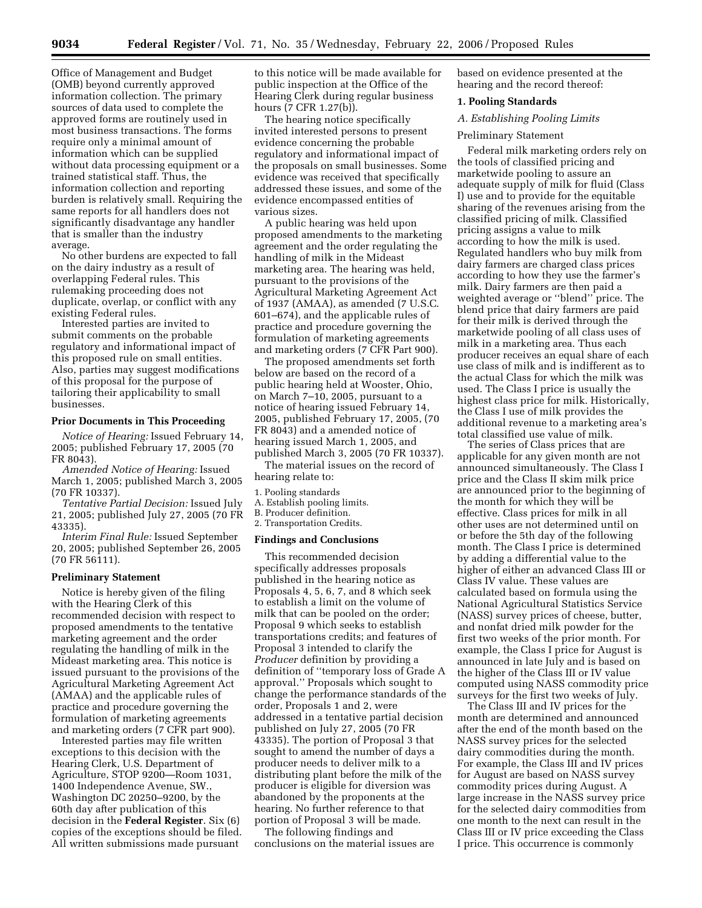Office of Management and Budget (OMB) beyond currently approved information collection. The primary sources of data used to complete the approved forms are routinely used in most business transactions. The forms require only a minimal amount of information which can be supplied without data processing equipment or a trained statistical staff. Thus, the information collection and reporting burden is relatively small. Requiring the same reports for all handlers does not significantly disadvantage any handler that is smaller than the industry average.

No other burdens are expected to fall on the dairy industry as a result of overlapping Federal rules. This rulemaking proceeding does not duplicate, overlap, or conflict with any existing Federal rules.

Interested parties are invited to submit comments on the probable regulatory and informational impact of this proposed rule on small entities. Also, parties may suggest modifications of this proposal for the purpose of tailoring their applicability to small businesses.

### Prior Documents in This Proceeding

*Notice of Hearing:* Issued February 14, 2005; published February 17, 2005 (70 FR 8043).

*Amended Notice of Hearing:* Issued March 1, 2005; published March 3, 2005 (70 FR 10337).

*Tentative Partial Decision:* Issued July 21, 2005; published July 27, 2005 (70 FR 43335).

*Interim Final Rule:* Issued September 20, 2005; published September 26, 2005 (70 FR 56111).

### Preliminary Statement

Notice is hereby given of the filing with the Hearing Clerk of this recommended decision with respect to proposed amendments to the tentative marketing agreement and the order regulating the handling of milk in the Mideast marketing area. This notice is issued pursuant to the provisions of the Agricultural Marketing Agreement Act (AMAA) and the applicable rules of practice and procedure governing the formulation of marketing agreements and marketing orders (7 CFR part 900).

Interested parties may file written exceptions to this decision with the Hearing Clerk, U.S. Department of Agriculture, STOP 9200—Room 1031, 1400 Independence Avenue, SW., Washington DC 20250–9200, by the 60th day after publication of this decision in the **Federal Register**. Six (6) copies of the exceptions should be filed. All written submissions made pursuant to this notice will be made available for public inspection at the Office of the Hearing Clerk during regular business hours (7 CFR 1.27(b)).

The hearing notice specifically invited interested persons to present evidence concerning the probable regulatory and informational impact of the proposals on small businesses. Some evidence was received that specifically addressed these issues, and some of the evidence encompassed entities of various sizes.

A public hearing was held upon proposed amendments to the marketing agreement and the order regulating the handling of milk in the Mideast marketing area. The hearing was held, pursuant to the provisions of the Agricultural Marketing Agreement Act of 1937 (AMAA), as amended (7 U.S.C. 601–674), and the applicable rules of practice and procedure governing the formulation of marketing agreements and marketing orders (7 CFR Part 900).

The proposed amendments set forth below are based on the record of a public hearing held at Wooster, Ohio, on March 7–10, 2005, pursuant to a notice of hearing issued February 14, 2005, published February 17, 2005, (70 FR 8043) and a amended notice of hearing issued March 1, 2005, and published March 3, 2005 (70 FR 10337).

The material issues on the record of hearing relate to:

1. Pooling standards
A. Establish pooling limits.
B. Producer definition.
2. Transportation Credits.

### Findings and Conclusions

This recommended decision specifically addresses proposals published in the hearing notice as Proposals 4, 5, 6, 7, and 8 which seek to establish a limit on the volume of milk that can be pooled on the order; Proposal 9 which seeks to establish transportations credits; and features of Proposal 3 intended to clarify the *Producer* definition by providing a definition of ''temporary loss of Grade A approval.'' Proposals which sought to change the performance standards of the order, Proposals 1 and 2, were addressed in a tentative partial decision published on July 27, 2005 (70 FR 43335). The portion of Proposal 3 that sought to amend the number of days a producer needs to deliver milk to a distributing plant before the milk of the producer is eligible for diversion was abandoned by the proponents at the hearing. No further reference to that portion of Proposal 3 will be made.

The following findings and conclusions on the material issues are based on evidence presented at the hearing and the record thereof:

#### 1. Pooling Standards

*A. Establishing Pooling Limits*

Preliminary Statement

Federal milk marketing orders rely on the tools of classified pricing and marketwide pooling to assure an adequate supply of milk for fluid (Class I) use and to provide for the equitable sharing of the revenues arising from the classified pricing of milk. Classified pricing assigns a value to milk according to how the milk is used. Regulated handlers who buy milk from dairy farmers are charged class prices according to how they use the farmer's milk. Dairy farmers are then paid a weighted average or ''blend'' price. The blend price that dairy farmers are paid for their milk is derived through the marketwide pooling of all class uses of milk in a marketing area. Thus each producer receives an equal share of each use class of milk and is indifferent as to the actual Class for which the milk was used. The Class I price is usually the highest class price for milk. Historically, the Class I use of milk provides the additional revenue to a marketing area's total classified use value of milk.

The series of Class prices that are applicable for any given month are not announced simultaneously. The Class I price and the Class II skim milk price are announced prior to the beginning of the month for which they will be effective. Class prices for milk in all other uses are not determined until on or before the 5th day of the following month. The Class I price is determined by adding a differential value to the higher of either an advanced Class III or Class IV value. These values are calculated based on formula using the National Agricultural Statistics Service (NASS) survey prices of cheese, butter, and nonfat dried milk powder for the first two weeks of the prior month. For example, the Class I price for August is announced in late July and is based on the higher of the Class III or IV value computed using NASS commodity price surveys for the first two weeks of July.

The Class III and IV prices for the month are determined and announced after the end of the month based on the NASS survey prices for the selected dairy commodities during the month. For example, the Class III and IV prices for August are based on NASS survey commodity prices during August. A large increase in the NASS survey price for the selected dairy commodities from one month to the next can result in the Class III or IV price exceeding the Class I price. This occurrence is commonly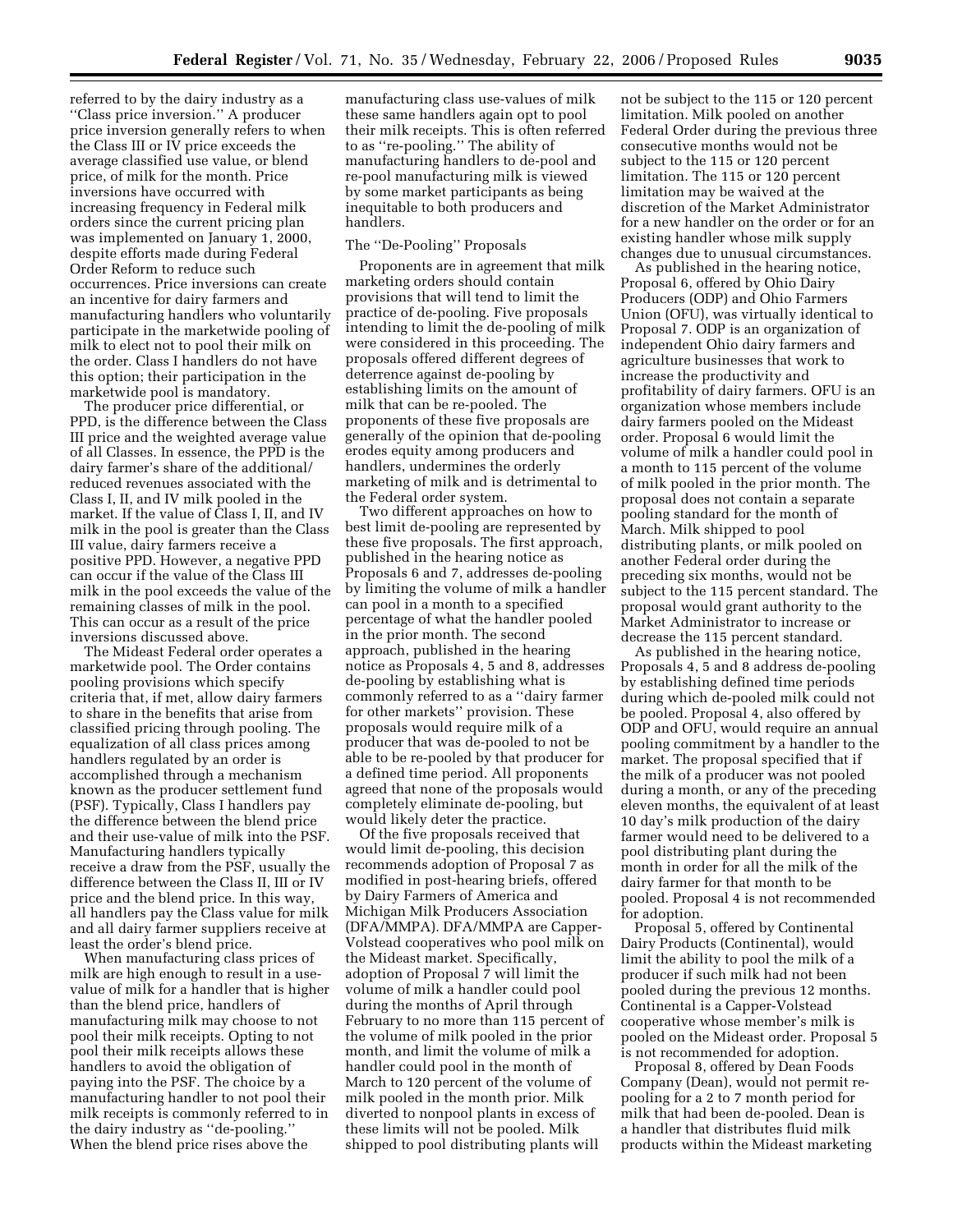referred to by the dairy industry as a ''Class price inversion.'' A producer price inversion generally refers to when the Class III or IV price exceeds the average classified use value, or blend price, of milk for the month. Price inversions have occurred with increasing frequency in Federal milk orders since the current pricing plan was implemented on January 1, 2000, despite efforts made during Federal Order Reform to reduce such occurrences. Price inversions can create an incentive for dairy farmers and manufacturing handlers who voluntarily participate in the marketwide pooling of milk to elect not to pool their milk on the order. Class I handlers do not have this option; their participation in the marketwide pool is mandatory.

The producer price differential, or PPD, is the difference between the Class III price and the weighted average value of all Classes. In essence, the PPD is the dairy farmer's share of the additional/reduced revenues associated with the Class I, II, and IV milk pooled in the market. If the value of Class I, II, and IV milk in the pool is greater than the Class III value, dairy farmers receive a positive PPD. However, a negative PPD can occur if the value of the Class III milk in the pool exceeds the value of the remaining classes of milk in the pool. This can occur as a result of the price inversions discussed above.

The Mideast Federal order operates a marketwide pool. The Order contains pooling provisions which specify criteria that, if met, allow dairy farmers to share in the benefits that arise from classified pricing through pooling. The equalization of all class prices among handlers regulated by an order is accomplished through a mechanism known as the producer settlement fund (PSF). Typically, Class I handlers pay the difference between the blend price and their use-value of milk into the PSF. Manufacturing handlers typically receive a draw from the PSF, usually the difference between the Class II, III or IV price and the blend price. In this way, all handlers pay the Class value for milk and all dairy farmer suppliers receive at least the order's blend price.

When manufacturing class prices of milk are high enough to result in a use-value of milk for a handler that is higher than the blend price, handlers of manufacturing milk may choose to not pool their milk receipts. Opting to not pool their milk receipts allows these handlers to avoid the obligation of paying into the PSF. The choice by a manufacturing handler to not pool their milk receipts is commonly referred to in the dairy industry as ''de-pooling.'' When the blend price rises above the manufacturing class use-values of milk these same handlers again opt to pool their milk receipts. This is often referred to as ''re-pooling.'' The ability of manufacturing handlers to de-pool and re-pool manufacturing milk is viewed by some market participants as being inequitable to both producers and handlers.

The ''De-Pooling'' Proposals

Proponents are in agreement that milk marketing orders should contain provisions that will tend to limit the practice of de-pooling. Five proposals intending to limit the de-pooling of milk were considered in this proceeding. The proposals offered different degrees of deterrence against de-pooling by establishing limits on the amount of milk that can be re-pooled. The proponents of these five proposals are generally of the opinion that de-pooling erodes equity among producers and handlers, undermines the orderly marketing of milk and is detrimental to the Federal order system.

Two different approaches on how to best limit de-pooling are represented by these five proposals. The first approach, published in the hearing notice as Proposals 6 and 7, addresses de-pooling by limiting the volume of milk a handler can pool in a month to a specified percentage of what the handler pooled in the prior month. The second approach, published in the hearing notice as Proposals 4, 5 and 8, addresses de-pooling by establishing what is commonly referred to as a ''dairy farmer for other markets'' provision. These proposals would require milk of a producer that was de-pooled to not be able to be re-pooled by that producer for a defined time period. All proponents agreed that none of the proposals would completely eliminate de-pooling, but would likely deter the practice.

Of the five proposals received that would limit de-pooling, this decision recommends adoption of Proposal 7 as modified in post-hearing briefs, offered by Dairy Farmers of America and Michigan Milk Producers Association (DFA/MMPA). DFA/MMPA are Capper-Volstead cooperatives who pool milk on the Mideast market. Specifically, adoption of Proposal 7 will limit the volume of milk a handler could pool during the months of April through February to no more than 115 percent of the volume of milk pooled in the prior month, and limit the volume of milk a handler could pool in the month of March to 120 percent of the volume of milk pooled in the month prior. Milk diverted to nonpool plants in excess of these limits will not be pooled. Milk shipped to pool distributing plants will not be subject to the 115 or 120 percent limitation. Milk pooled on another Federal Order during the previous three consecutive months would not be subject to the 115 or 120 percent limitation. The 115 or 120 percent limitation may be waived at the discretion of the Market Administrator for a new handler on the order or for an existing handler whose milk supply changes due to unusual circumstances.

As published in the hearing notice, Proposal 6, offered by Ohio Dairy Producers (ODP) and Ohio Farmers Union (OFU), was virtually identical to Proposal 7. ODP is an organization of independent Ohio dairy farmers and agriculture businesses that work to increase the productivity and profitability of dairy farmers. OFU is an organization whose members include dairy farmers pooled on the Mideast order. Proposal 6 would limit the volume of milk a handler could pool in a month to 115 percent of the volume of milk pooled in the prior month. The proposal does not contain a separate pooling standard for the month of March. Milk shipped to pool distributing plants, or milk pooled on another Federal order during the preceding six months, would not be subject to the 115 percent standard. The proposal would grant authority to the Market Administrator to increase or decrease the 115 percent standard.

As published in the hearing notice, Proposals 4, 5 and 8 address de-pooling by establishing defined time periods during which de-pooled milk could not be pooled. Proposal 4, also offered by ODP and OFU, would require an annual pooling commitment by a handler to the market. The proposal specified that if the milk of a producer was not pooled during a month, or any of the preceding eleven months, the equivalent of at least 10 day's milk production of the dairy farmer would need to be delivered to a pool distributing plant during the month in order for all the milk of the dairy farmer for that month to be pooled. Proposal 4 is not recommended for adoption.

Proposal 5, offered by Continental Dairy Products (Continental), would limit the ability to pool the milk of a producer if such milk had not been pooled during the previous 12 months. Continental is a Capper-Volstead cooperative whose member's milk is pooled on the Mideast order. Proposal 5 is not recommended for adoption.

Proposal 8, offered by Dean Foods Company (Dean), would not permit re-pooling for a 2 to 7 month period for milk that had been de-pooled. Dean is a handler that distributes fluid milk products within the Mideast marketing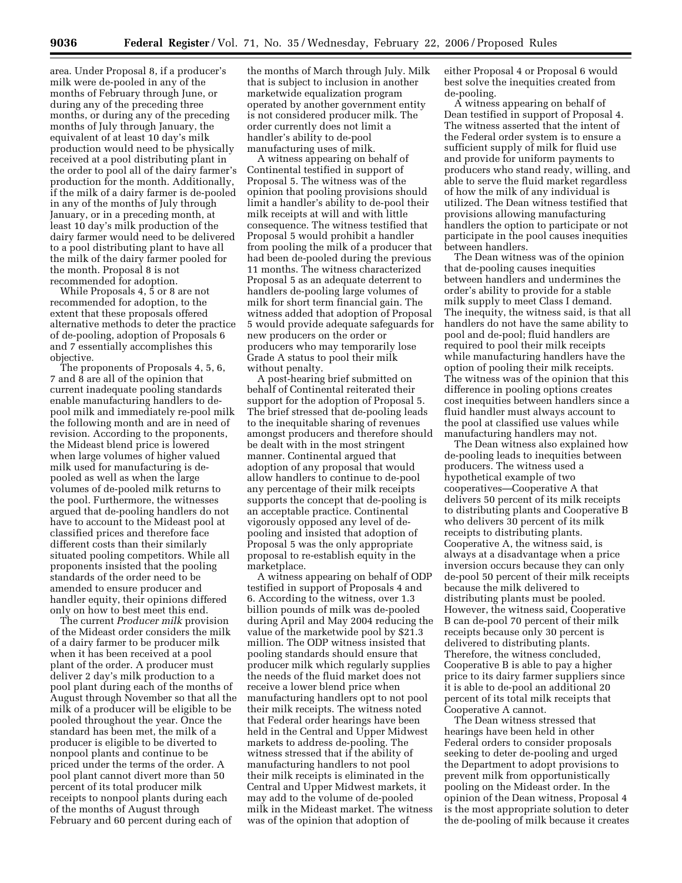area. Under Proposal 8, if a producer's milk were de-pooled in any of the months of February through June, or during any of the preceding three months, or during any of the preceding months of July through January, the equivalent of at least 10 day's milk production would need to be physically received at a pool distributing plant in the order to pool all of the dairy farmer's production for the month. Additionally, if the milk of a dairy farmer is de-pooled in any of the months of July through January, or in a preceding month, at least 10 day's milk production of the dairy farmer would need to be delivered to a pool distributing plant to have all the milk of the dairy farmer pooled for the month. Proposal 8 is not recommended for adoption.

While Proposals 4, 5 or 8 are not recommended for adoption, to the extent that these proposals offered alternative methods to deter the practice of de-pooling, adoption of Proposals 6 and 7 essentially accomplishes this objective.

The proponents of Proposals 4, 5, 6, 7 and 8 are all of the opinion that current inadequate pooling standards enable manufacturing handlers to de-pool milk and immediately re-pool milk the following month and are in need of revision. According to the proponents, the Mideast blend price is lowered when large volumes of higher valued milk used for manufacturing is de-pooled as well as when the large volumes of de-pooled milk returns to the pool. Furthermore, the witnesses argued that de-pooling handlers do not have to account to the Mideast pool at classified prices and therefore face different costs than their similarly situated pooling competitors. While all proponents insisted that the pooling standards of the order need to be amended to ensure producer and handler equity, their opinions differed only on how to best meet this end.

The current *Producer milk* provision of the Mideast order considers the milk of a dairy farmer to be producer milk when it has been received at a pool plant of the order. A producer must deliver 2 day's milk production to a pool plant during each of the months of August through November so that all the milk of a producer will be eligible to be pooled throughout the year. Once the standard has been met, the milk of a producer is eligible to be diverted to nonpool plants and continue to be priced under the terms of the order. A pool plant cannot divert more than 50 percent of its total producer milk receipts to nonpool plants during each of the months of August through February and 60 percent during each of the months of March through July. Milk that is subject to inclusion in another marketwide equalization program operated by another government entity is not considered producer milk. The order currently does not limit a handler's ability to de-pool manufacturing uses of milk.

A witness appearing on behalf of Continental testified in support of Proposal 5. The witness was of the opinion that pooling provisions should limit a handler's ability to de-pool their milk receipts at will and with little consequence. The witness testified that Proposal 5 would prohibit a handler from pooling the milk of a producer that had been de-pooled during the previous 11 months. The witness characterized Proposal 5 as an adequate deterrent to handlers de-pooling large volumes of milk for short term financial gain. The witness added that adoption of Proposal 5 would provide adequate safeguards for new producers on the order or producers who may temporarily lose Grade A status to pool their milk without penalty.

A post-hearing brief submitted on behalf of Continental reiterated their support for the adoption of Proposal 5. The brief stressed that de-pooling leads to the inequitable sharing of revenues amongst producers and therefore should be dealt with in the most stringent manner. Continental argued that adoption of any proposal that would allow handlers to continue to de-pool any percentage of their milk receipts supports the concept that de-pooling is an acceptable practice. Continental vigorously opposed any level of de-pooling and insisted that adoption of Proposal 5 was the only appropriate proposal to re-establish equity in the marketplace.

A witness appearing on behalf of ODP testified in support of Proposals 4 and 6. According to the witness, over 1.3 billion pounds of milk was de-pooled during April and May 2004 reducing the value of the marketwide pool by $21.3 million. The ODP witness insisted that pooling standards should ensure that producer milk which regularly supplies the needs of the fluid market does not receive a lower blend price when manufacturing handlers opt to not pool their milk receipts. The witness noted that Federal order hearings have been held in the Central and Upper Midwest markets to address de-pooling. The witness stressed that if the ability of manufacturing handlers to not pool their milk receipts is eliminated in the Central and Upper Midwest markets, it may add to the volume of de-pooled milk in the Mideast market. The witness was of the opinion that adoption of either Proposal 4 or Proposal 6 would best solve the inequities created from de-pooling.

A witness appearing on behalf of Dean testified in support of Proposal 4. The witness asserted that the intent of the Federal order system is to ensure a sufficient supply of milk for fluid use and provide for uniform payments to producers who stand ready, willing, and able to serve the fluid market regardless of how the milk of any individual is utilized. The Dean witness testified that provisions allowing manufacturing handlers the option to participate or not participate in the pool causes inequities between handlers.

The Dean witness was of the opinion that de-pooling causes inequities between handlers and undermines the order's ability to provide for a stable milk supply to meet Class I demand. The inequity, the witness said, is that all handlers do not have the same ability to pool and de-pool; fluid handlers are required to pool their milk receipts while manufacturing handlers have the option of pooling their milk receipts. The witness was of the opinion that this difference in pooling options creates cost inequities between handlers since a fluid handler must always account to the pool at classified use values while manufacturing handlers may not.

The Dean witness also explained how de-pooling leads to inequities between producers. The witness used a hypothetical example of two cooperatives—Cooperative A that delivers 50 percent of its milk receipts to distributing plants and Cooperative B who delivers 30 percent of its milk receipts to distributing plants. Cooperative A, the witness said, is always at a disadvantage when a price inversion occurs because they can only de-pool 50 percent of their milk receipts because the milk delivered to distributing plants must be pooled. However, the witness said, Cooperative B can de-pool 70 percent of their milk receipts because only 30 percent is delivered to distributing plants. Therefore, the witness concluded, Cooperative B is able to pay a higher price to its dairy farmer suppliers since it is able to de-pool an additional 20 percent of its total milk receipts that Cooperative A cannot.

The Dean witness stressed that hearings have been held in other Federal orders to consider proposals seeking to deter de-pooling and urged the Department to adopt provisions to prevent milk from opportunistically pooling on the Mideast order. In the opinion of the Dean witness, Proposal 4 is the most appropriate solution to deter the de-pooling of milk because it creates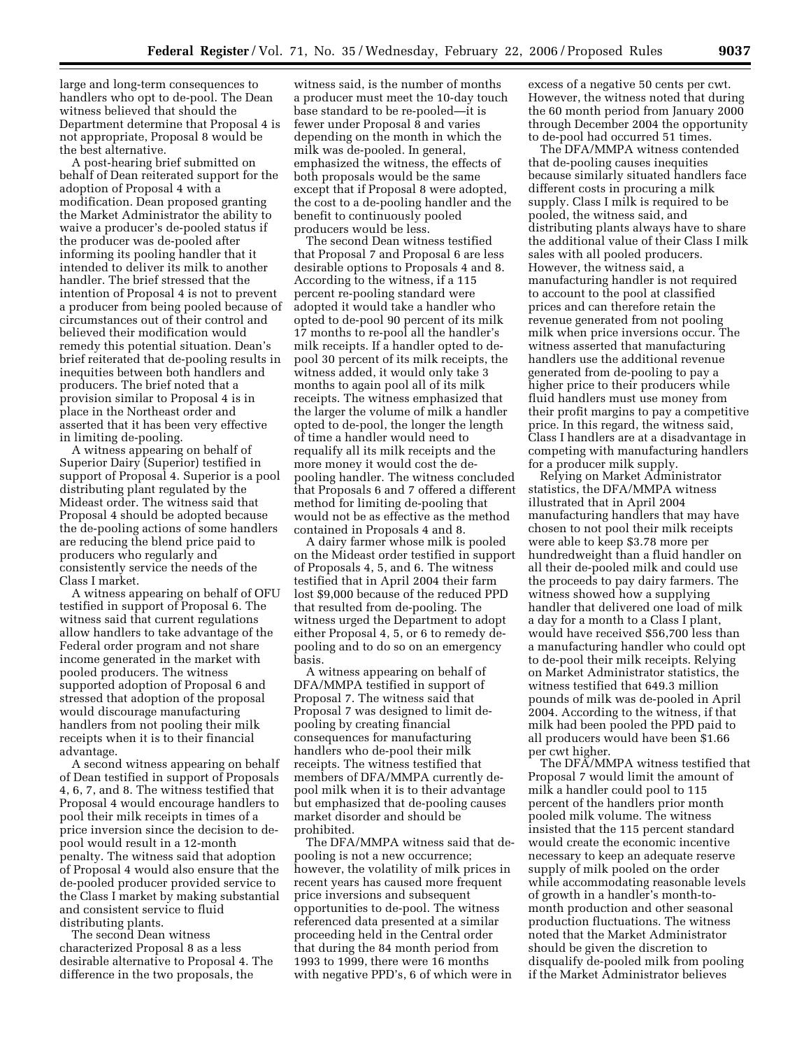large and long-term consequences to handlers who opt to de-pool. The Dean witness believed that should the Department determine that Proposal 4 is not appropriate, Proposal 8 would be the best alternative.

A post-hearing brief submitted on behalf of Dean reiterated support for the adoption of Proposal 4 with a modification. Dean proposed granting the Market Administrator the ability to waive a producer's de-pooled status if the producer was de-pooled after informing its pooling handler that it intended to deliver its milk to another handler. The brief stressed that the intention of Proposal 4 is not to prevent a producer from being pooled because of circumstances out of their control and believed their modification would remedy this potential situation. Dean's brief reiterated that de-pooling results in inequities between both handlers and producers. The brief noted that a provision similar to Proposal 4 is in place in the Northeast order and asserted that it has been very effective in limiting de-pooling.

A witness appearing on behalf of Superior Dairy (Superior) testified in support of Proposal 4. Superior is a pool distributing plant regulated by the Mideast order. The witness said that Proposal 4 should be adopted because the de-pooling actions of some handlers are reducing the blend price paid to producers who regularly and consistently service the needs of the Class I market.

A witness appearing on behalf of OFU testified in support of Proposal 6. The witness said that current regulations allow handlers to take advantage of the Federal order program and not share income generated in the market with pooled producers. The witness supported adoption of Proposal 6 and stressed that adoption of the proposal would discourage manufacturing handlers from not pooling their milk receipts when it is to their financial advantage.

A second witness appearing on behalf of Dean testified in support of Proposals 4, 6, 7, and 8. The witness testified that Proposal 4 would encourage handlers to pool their milk receipts in times of a price inversion since the decision to de-pool would result in a 12-month penalty. The witness said that adoption of Proposal 4 would also ensure that the de-pooled producer provided service to the Class I market by making substantial and consistent service to fluid distributing plants.

The second Dean witness characterized Proposal 8 as a less desirable alternative to Proposal 4. The difference in the two proposals, the witness said, is the number of months a producer must meet the 10-day touch base standard to be re-pooled—it is fewer under Proposal 8 and varies depending on the month in which the milk was de-pooled. In general, emphasized the witness, the effects of both proposals would be the same except that if Proposal 8 were adopted, the cost to a de-pooling handler and the benefit to continuously pooled producers would be less.

The second Dean witness testified that Proposal 7 and Proposal 6 are less desirable options to Proposals 4 and 8. According to the witness, if a 115 percent re-pooling standard were adopted it would take a handler who opted to de-pool 90 percent of its milk 17 months to re-pool all the handler's milk receipts. If a handler opted to de-pool 30 percent of its milk receipts, the witness added, it would only take 3 months to again pool all of its milk receipts. The witness emphasized that the larger the volume of milk a handler opted to de-pool, the longer the length of time a handler would need to requalify all its milk receipts and the more money it would cost the de-pooling handler. The witness concluded that Proposals 6 and 7 offered a different method for limiting de-pooling that would not be as effective as the method contained in Proposals 4 and 8.

A dairy farmer whose milk is pooled on the Mideast order testified in support of Proposals 4, 5, and 6. The witness testified that in April 2004 their farm lost $9,000 because of the reduced PPD that resulted from de-pooling. The witness urged the Department to adopt either Proposal 4, 5, or 6 to remedy de-pooling and to do so on an emergency basis.

A witness appearing on behalf of DFA/MMPA testified in support of Proposal 7. The witness said that Proposal 7 was designed to limit de-pooling by creating financial consequences for manufacturing handlers who de-pool their milk receipts. The witness testified that members of DFA/MMPA currently de-pool milk when it is to their advantage but emphasized that de-pooling causes market disorder and should be prohibited.

The DFA/MMPA witness said that de-pooling is not a new occurrence; however, the volatility of milk prices in recent years has caused more frequent price inversions and subsequent opportunities to de-pool. The witness referenced data presented at a similar proceeding held in the Central order that during the 84 month period from 1993 to 1999, there were 16 months with negative PPD's, 6 of which were in excess of a negative 50 cents per cwt. However, the witness noted that during the 60 month period from January 2000 through December 2004 the opportunity to de-pool had occurred 51 times.

The DFA/MMPA witness contended that de-pooling causes inequities because similarly situated handlers face different costs in procuring a milk supply. Class I milk is required to be pooled, the witness said, and distributing plants always have to share the additional value of their Class I milk sales with all pooled producers. However, the witness said, a manufacturing handler is not required to account to the pool at classified prices and can therefore retain the revenue generated from not pooling milk when price inversions occur. The witness asserted that manufacturing handlers use the additional revenue generated from de-pooling to pay a higher price to their producers while fluid handlers must use money from their profit margins to pay a competitive price. In this regard, the witness said, Class I handlers are at a disadvantage in competing with manufacturing handlers for a producer milk supply.

Relying on Market Administrator statistics, the DFA/MMPA witness illustrated that in April 2004 manufacturing handlers that may have chosen to not pool their milk receipts were able to keep $3.78 more per hundredweight than a fluid handler on all their de-pooled milk and could use the proceeds to pay dairy farmers. The witness showed how a supplying handler that delivered one load of milk a day for a month to a Class I plant, would have received $56,700 less than a manufacturing handler who could opt to de-pool their milk receipts. Relying on Market Administrator statistics, the witness testified that 649.3 million pounds of milk was de-pooled in April 2004. According to the witness, if that milk had been pooled the PPD paid to all producers would have been $1.66 per cwt higher.

The DFA/MMPA witness testified that Proposal 7 would limit the amount of milk a handler could pool to 115 percent of the handlers prior month pooled milk volume. The witness insisted that the 115 percent standard would create the economic incentive necessary to keep an adequate reserve supply of milk pooled on the order while accommodating reasonable levels of growth in a handler's month-to-month production and other seasonal production fluctuations. The witness noted that the Market Administrator should be given the discretion to disqualify de-pooled milk from pooling if the Market Administrator believes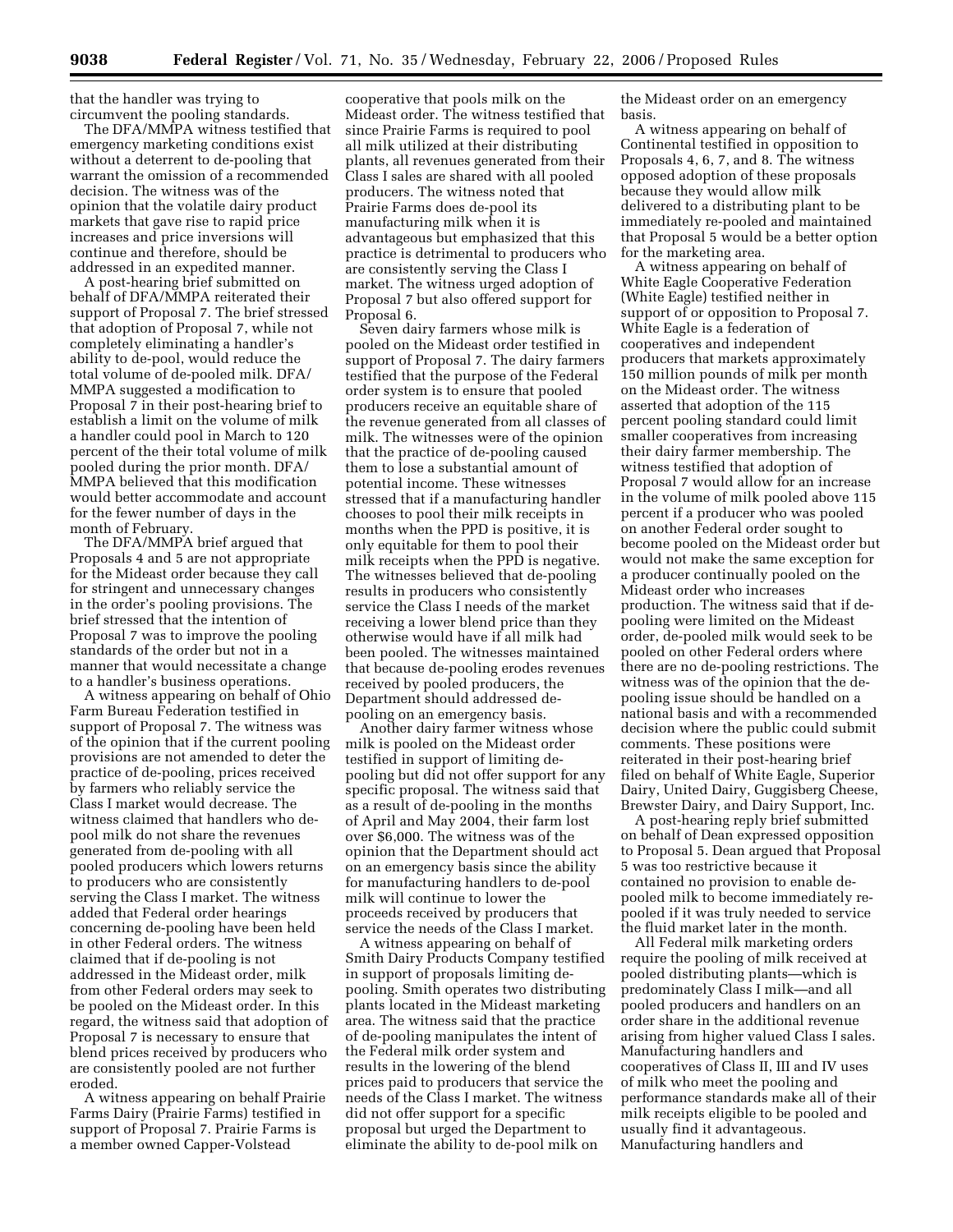that the handler was trying to circumvent the pooling standards.

The DFA/MMPA witness testified that emergency marketing conditions exist without a deterrent to de-pooling that warrant the omission of a recommended decision. The witness was of the opinion that the volatile dairy product markets that gave rise to rapid price increases and price inversions will continue and therefore, should be addressed in an expedited manner.

A post-hearing brief submitted on behalf of DFA/MMPA reiterated their support of Proposal 7. The brief stressed that adoption of Proposal 7, while not completely eliminating a handler's ability to de-pool, would reduce the total volume of de-pooled milk. DFA/MMPA suggested a modification to Proposal 7 in their post-hearing brief to establish a limit on the volume of milk a handler could pool in March to 120 percent of the their total volume of milk pooled during the prior month. DFA/MMPA believed that this modification would better accommodate and account for the fewer number of days in the month of February.

The DFA/MMPA brief argued that Proposals 4 and 5 are not appropriate for the Mideast order because they call for stringent and unnecessary changes in the order's pooling provisions. The brief stressed that the intention of Proposal 7 was to improve the pooling standards of the order but not in a manner that would necessitate a change to a handler's business operations.

A witness appearing on behalf of Ohio Farm Bureau Federation testified in support of Proposal 7. The witness was of the opinion that if the current pooling provisions are not amended to deter the practice of de-pooling, prices received by farmers who reliably service the Class I market would decrease. The witness claimed that handlers who de-pool milk do not share the revenues generated from de-pooling with all pooled producers which lowers returns to producers who are consistently serving the Class I market. The witness added that Federal order hearings concerning de-pooling have been held in other Federal orders. The witness claimed that if de-pooling is not addressed in the Mideast order, milk from other Federal orders may seek to be pooled on the Mideast order. In this regard, the witness said that adoption of Proposal 7 is necessary to ensure that blend prices received by producers who are consistently pooled are not further eroded.

A witness appearing on behalf Prairie Farms Dairy (Prairie Farms) testified in support of Proposal 7. Prairie Farms is a member owned Capper-Volstead cooperative that pools milk on the Mideast order. The witness testified that since Prairie Farms is required to pool all milk utilized at their distributing plants, all revenues generated from their Class I sales are shared with all pooled producers. The witness noted that Prairie Farms does de-pool its manufacturing milk when it is advantageous but emphasized that this practice is detrimental to producers who are consistently serving the Class I market. The witness urged adoption of Proposal 7 but also offered support for Proposal 6.

Seven dairy farmers whose milk is pooled on the Mideast order testified in support of Proposal 7. The dairy farmers testified that the purpose of the Federal order system is to ensure that pooled producers receive an equitable share of the revenue generated from all classes of milk. The witnesses were of the opinion that the practice of de-pooling caused them to lose a substantial amount of potential income. These witnesses stressed that if a manufacturing handler chooses to pool their milk receipts in months when the PPD is positive, it is only equitable for them to pool their milk receipts when the PPD is negative. The witnesses believed that de-pooling results in producers who consistently service the Class I needs of the market receiving a lower blend price than they otherwise would have if all milk had been pooled. The witnesses maintained that because de-pooling erodes revenues received by pooled producers, the Department should addressed de-pooling on an emergency basis.

Another dairy farmer witness whose milk is pooled on the Mideast order testified in support of limiting de-pooling but did not offer support for any specific proposal. The witness said that as a result of de-pooling in the months of April and May 2004, their farm lost over $6,000. The witness was of the opinion that the Department should act on an emergency basis since the ability for manufacturing handlers to de-pool milk will continue to lower the proceeds received by producers that service the needs of the Class I market.

A witness appearing on behalf of Smith Dairy Products Company testified in support of proposals limiting de-pooling. Smith operates two distributing plants located in the Mideast marketing area. The witness said that the practice of de-pooling manipulates the intent of the Federal milk order system and results in the lowering of the blend prices paid to producers that service the needs of the Class I market. The witness did not offer support for a specific proposal but urged the Department to eliminate the ability to de-pool milk on the Mideast order on an emergency basis.

A witness appearing on behalf of Continental testified in opposition to Proposals 4, 6, 7, and 8. The witness opposed adoption of these proposals because they would allow milk delivered to a distributing plant to be immediately re-pooled and maintained that Proposal 5 would be a better option for the marketing area.

A witness appearing on behalf of White Eagle Cooperative Federation (White Eagle) testified neither in support of or opposition to Proposal 7. White Eagle is a federation of cooperatives and independent producers that markets approximately 150 million pounds of milk per month on the Mideast order. The witness asserted that adoption of the 115 percent pooling standard could limit smaller cooperatives from increasing their dairy farmer membership. The witness testified that adoption of Proposal 7 would allow for an increase in the volume of milk pooled above 115 percent if a producer who was pooled on another Federal order sought to become pooled on the Mideast order but would not make the same exception for a producer continually pooled on the Mideast order who increases production. The witness said that if de-pooling were limited on the Mideast order, de-pooled milk would seek to be pooled on other Federal orders where there are no de-pooling restrictions. The witness was of the opinion that the de-pooling issue should be handled on a national basis and with a recommended decision where the public could submit comments. These positions were reiterated in their post-hearing brief filed on behalf of White Eagle, Superior Dairy, United Dairy, Guggisberg Cheese, Brewster Dairy, and Dairy Support, Inc.

A post-hearing reply brief submitted on behalf of Dean expressed opposition to Proposal 5. Dean argued that Proposal 5 was too restrictive because it contained no provision to enable de-pooled milk to become immediately re-pooled if it was truly needed to service the fluid market later in the month.

All Federal milk marketing orders require the pooling of milk received at pooled distributing plants—which is predominately Class I milk—and all pooled producers and handlers on an order share in the additional revenue arising from higher valued Class I sales. Manufacturing handlers and cooperatives of Class II, III and IV uses of milk who meet the pooling and performance standards make all of their milk receipts eligible to be pooled and usually find it advantageous. Manufacturing handlers and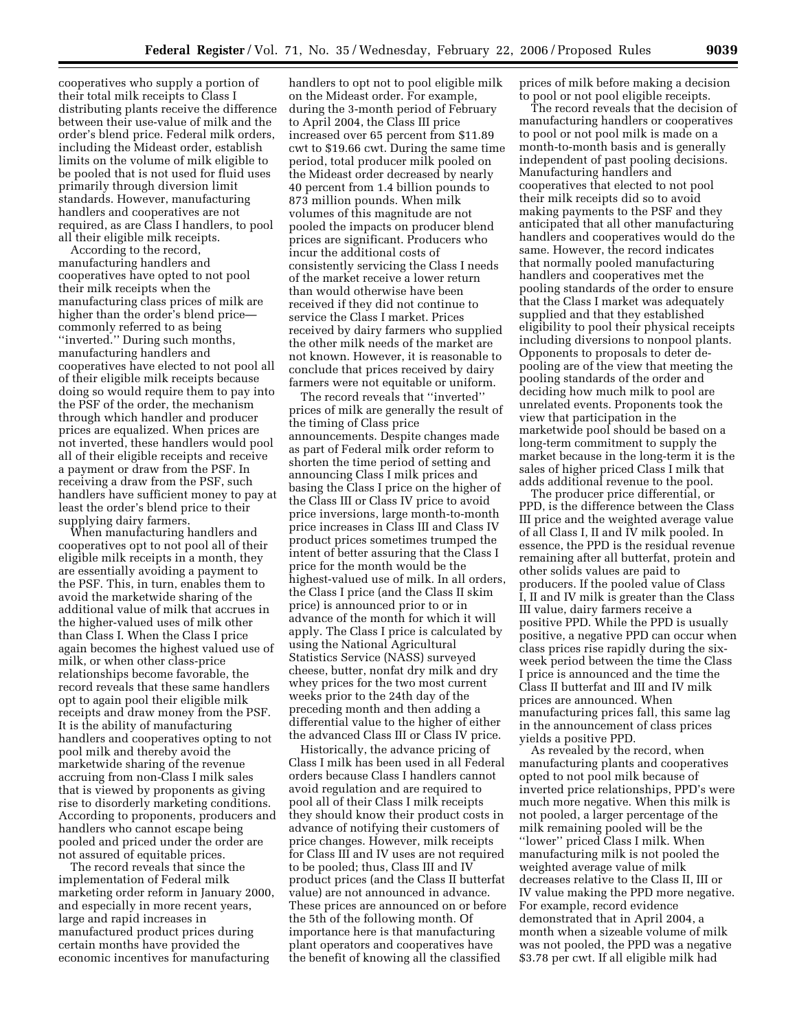cooperatives who supply a portion of their total milk receipts to Class I distributing plants receive the difference between their use-value of milk and the order's blend price. Federal milk orders, including the Mideast order, establish limits on the volume of milk eligible to be pooled that is not used for fluid uses primarily through diversion limit standards. However, manufacturing handlers and cooperatives are not required, as are Class I handlers, to pool all their eligible milk receipts.

According to the record, manufacturing handlers and cooperatives have opted to not pool their milk receipts when the manufacturing class prices of milk are higher than the order's blend price—commonly referred to as being "inverted." During such months, manufacturing handlers and cooperatives have elected to not pool all of their eligible milk receipts because doing so would require them to pay into the PSF of the order, the mechanism through which handler and producer prices are equalized. When prices are not inverted, these handlers would pool all of their eligible receipts and receive a payment or draw from the PSF. In receiving a draw from the PSF, such handlers have sufficient money to pay at least the order's blend price to their supplying dairy farmers.

When manufacturing handlers and cooperatives opt to not pool all of their eligible milk receipts in a month, they are essentially avoiding a payment to the PSF. This, in turn, enables them to avoid the marketwide sharing of the additional value of milk that accrues in the higher-valued uses of milk other than Class I. When the Class I price again becomes the highest valued use of milk, or when other class-price relationships become favorable, the record reveals that these same handlers opt to again pool their eligible milk receipts and draw money from the PSF. It is the ability of manufacturing handlers and cooperatives opting to not pool milk and thereby avoid the marketwide sharing of the revenue accruing from non-Class I milk sales that is viewed by proponents as giving rise to disorderly marketing conditions. According to proponents, producers and handlers who cannot escape being pooled and priced under the order are not assured of equitable prices.

The record reveals that since the implementation of Federal milk marketing order reform in January 2000, and especially in more recent years, large and rapid increases in manufactured product prices during certain months have provided the economic incentives for manufacturing handlers to opt not to pool eligible milk on the Mideast order. For example, during the 3-month period of February to April 2004, the Class III price increased over 65 percent from $11.89 cwt to $19.66 cwt. During the same time period, total producer milk pooled on the Mideast order decreased by nearly 40 percent from 1.4 billion pounds to 873 million pounds. When milk volumes of this magnitude are not pooled the impacts on producer blend prices are significant. Producers who incur the additional costs of consistently servicing the Class I needs of the market receive a lower return than would otherwise have been received if they did not continue to service the Class I market. Prices received by dairy farmers who supplied the other milk needs of the market are not known. However, it is reasonable to conclude that prices received by dairy farmers were not equitable or uniform.

The record reveals that "inverted" prices of milk are generally the result of the timing of Class price announcements. Despite changes made as part of Federal milk order reform to shorten the time period of setting and announcing Class I milk prices and basing the Class I price on the higher of the Class III or Class IV price to avoid price inversions, large month-to-month price increases in Class III and Class IV product prices sometimes trumped the intent of better assuring that the Class I price for the month would be the highest-valued use of milk. In all orders, the Class I price (and the Class II skim price) is announced prior to or in advance of the month for which it will apply. The Class I price is calculated by using the National Agricultural Statistics Service (NASS) surveyed cheese, butter, nonfat dry milk and dry whey prices for the two most current weeks prior to the 24th day of the preceding month and then adding a differential value to the higher of either the advanced Class III or Class IV price.

Historically, the advance pricing of Class I milk has been used in all Federal orders because Class I handlers cannot avoid regulation and are required to pool all of their Class I milk receipts they should know their product costs in advance of notifying their customers of price changes. However, milk receipts for Class III and IV uses are not required to be pooled; thus, Class III and IV product prices (and the Class II butterfat value) are not announced in advance. These prices are announced on or before the 5th of the following month. Of importance here is that manufacturing plant operators and cooperatives have the benefit of knowing all the classified prices of milk before making a decision to pool or not pool eligible receipts.

The record reveals that the decision of manufacturing handlers or cooperatives to pool or not pool milk is made on a month-to-month basis and is generally independent of past pooling decisions. Manufacturing handlers and cooperatives that elected to not pool their milk receipts did so to avoid making payments to the PSF and they anticipated that all other manufacturing handlers and cooperatives would do the same. However, the record indicates that normally pooled manufacturing handlers and cooperatives met the pooling standards of the order to ensure that the Class I market was adequately supplied and that they established eligibility to pool their physical receipts including diversions to nonpool plants. Opponents to proposals to deter de-pooling are of the view that meeting the pooling standards of the order and deciding how much milk to pool are unrelated events. Proponents took the view that participation in the marketwide pool should be based on a long-term commitment to supply the market because in the long-term it is the sales of higher priced Class I milk that adds additional revenue to the pool.

The producer price differential, or PPD, is the difference between the Class III price and the weighted average value of all Class I, II and IV milk pooled. In essence, the PPD is the residual revenue remaining after all butterfat, protein and other solids values are paid to producers. If the pooled value of Class I, II and IV milk is greater than the Class III value, dairy farmers receive a positive PPD. While the PPD is usually positive, a negative PPD can occur when class prices rise rapidly during the six-week period between the time the Class I price is announced and the time the Class II butterfat and III and IV milk prices are announced. When manufacturing prices fall, this same lag in the announcement of class prices yields a positive PPD.

As revealed by the record, when manufacturing plants and cooperatives opted to not pool milk because of inverted price relationships, PPD's were much more negative. When this milk is not pooled, a larger percentage of the milk remaining pooled will be the "lower" priced Class I milk. When manufacturing milk is not pooled the weighted average value of milk decreases relative to the Class II, III or IV value making the PPD more negative. For example, record evidence demonstrated that in April 2004, a month when a sizeable volume of milk was not pooled, the PPD was a negative $3.78 per cwt. If all eligible milk had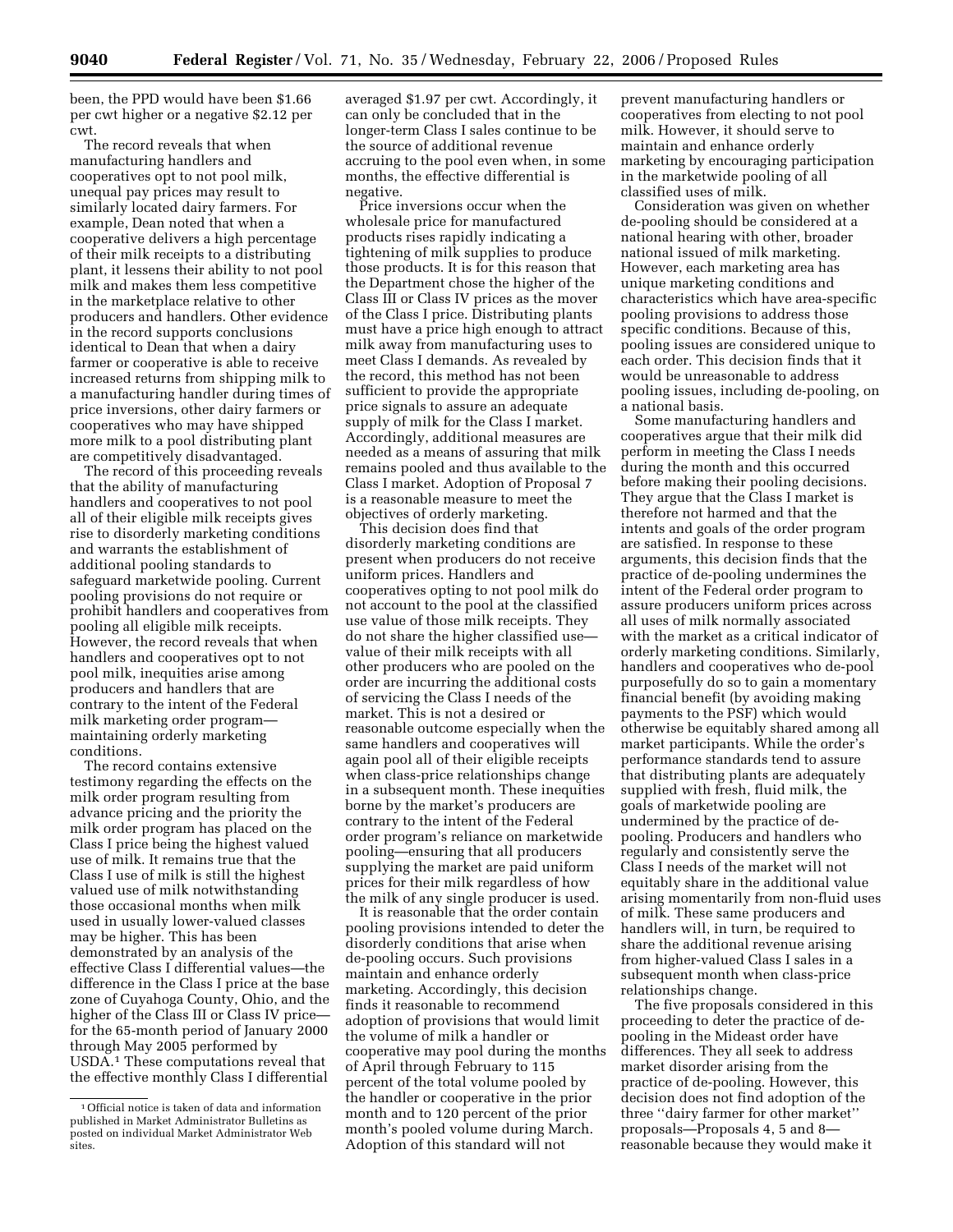been, the PPD would have been $1.66 per cwt higher or a negative $2.12 per cwt.

The record reveals that when manufacturing handlers and cooperatives opt to not pool milk, unequal pay prices may result to similarly located dairy farmers. For example, Dean noted that when a cooperative delivers a high percentage of their milk receipts to a distributing plant, it lessens their ability to not pool milk and makes them less competitive in the marketplace relative to other producers and handlers. Other evidence in the record supports conclusions identical to Dean that when a dairy farmer or cooperative is able to receive increased returns from shipping milk to a manufacturing handler during times of price inversions, other dairy farmers or cooperatives who may have shipped more milk to a pool distributing plant are competitively disadvantaged.

The record of this proceeding reveals that the ability of manufacturing handlers and cooperatives to not pool all of their eligible milk receipts gives rise to disorderly marketing conditions and warrants the establishment of additional pooling standards to safeguard marketwide pooling. Current pooling provisions do not require or prohibit handlers and cooperatives from pooling all eligible milk receipts. However, the record reveals that when handlers and cooperatives opt to not pool milk, inequities arise among producers and handlers that are contrary to the intent of the Federal milk marketing order program—maintaining orderly marketing conditions.

The record contains extensive testimony regarding the effects on the milk order program resulting from advance pricing and the priority the milk order program has placed on the Class I price being the highest valued use of milk. It remains true that the Class I use of milk is still the highest valued use of milk notwithstanding those occasional months when milk used in usually lower-valued classes may be higher. This has been demonstrated by an analysis of the effective Class I differential values—the difference in the Class I price at the base zone of Cuyahoga County, Ohio, and the higher of the Class III or Class IV price—for the 65-month period of January 2000 through May 2005 performed by USDA.[1] These computations reveal that the effective monthly Class I differential averaged $1.97 per cwt. Accordingly, it can only be concluded that in the longer-term Class I sales continue to be the source of additional revenue accruing to the pool even when, in some months, the effective differential is negative.

Price inversions occur when the wholesale price for manufactured products rises rapidly indicating a tightening of milk supplies to produce those products. It is for this reason that the Department chose the higher of the Class III or Class IV prices as the mover of the Class I price. Distributing plants must have a price high enough to attract milk away from manufacturing uses to meet Class I demands. As revealed by the record, this method has not been sufficient to provide the appropriate price signals to assure an adequate supply of milk for the Class I market. Accordingly, additional measures are needed as a means of assuring that milk remains pooled and thus available to the Class I market. Adoption of Proposal 7 is a reasonable measure to meet the objectives of orderly marketing.

This decision does find that disorderly marketing conditions are present when producers do not receive uniform prices. Handlers and cooperatives opting to not pool milk do not account to the pool at the classified use value of those milk receipts. They do not share the higher classified use—value of their milk receipts with all other producers who are pooled on the order are incurring the additional costs of servicing the Class I needs of the market. This is not a desired or reasonable outcome especially when the same handlers and cooperatives will again pool all of their eligible receipts when class-price relationships change in a subsequent month. These inequities borne by the market's producers are contrary to the intent of the Federal order program's reliance on marketwide pooling—ensuring that all producers supplying the market are paid uniform prices for their milk regardless of how the milk of any single producer is used.

It is reasonable that the order contain pooling provisions intended to deter the disorderly conditions that arise when de-pooling occurs. Such provisions maintain and enhance orderly marketing. Accordingly, this decision finds it reasonable to recommend adoption of provisions that would limit the volume of milk a handler or cooperative may pool during the months of April through February to 115 percent of the total volume pooled by the handler or cooperative in the prior month and to 120 percent of the prior month's pooled volume during March. Adoption of this standard will not prevent manufacturing handlers or cooperatives from electing to not pool milk. However, it should serve to maintain and enhance orderly marketing by encouraging participation in the marketwide pooling of all classified uses of milk.

Consideration was given on whether de-pooling should be considered at a national hearing with other, broader national issued of milk marketing. However, each marketing area has unique marketing conditions and characteristics which have area-specific pooling provisions to address those specific conditions. Because of this, pooling issues are considered unique to each order. This decision finds that it would be unreasonable to address pooling issues, including de-pooling, on a national basis.

Some manufacturing handlers and cooperatives argue that their milk did perform in meeting the Class I needs during the month and this occurred before making their pooling decisions. They argue that the Class I market is therefore not harmed and that the intents and goals of the order program are satisfied. In response to these arguments, this decision finds that the practice of de-pooling undermines the intent of the Federal order program to assure producers uniform prices across all uses of milk normally associated with the market as a critical indicator of orderly marketing conditions. Similarly, handlers and cooperatives who de-pool purposefully do so to gain a momentary financial benefit (by avoiding making payments to the PSF) which would otherwise be equitably shared among all market participants. While the order's performance standards tend to assure that distributing plants are adequately supplied with fresh, fluid milk, the goals of marketwide pooling are undermined by the practice of de-pooling. Producers and handlers who regularly and consistently serve the Class I needs of the market will not equitably share in the additional value arising momentarily from non-fluid uses of milk. These same producers and handlers will, in turn, be required to share the additional revenue arising from higher-valued Class I sales in a subsequent month when class-price relationships change.

The five proposals considered in this proceeding to deter the practice of de-pooling in the Mideast order have differences. They all seek to address market disorder arising from the practice of de-pooling. However, this decision does not find adoption of the three ''dairy farmer for other market'' proposals—Proposals 4, 5 and 8—reasonable because they would make it

[1] Official notice is taken of data and information published in Market Administrator Bulletins as posted on individual Market Administrator Web sites.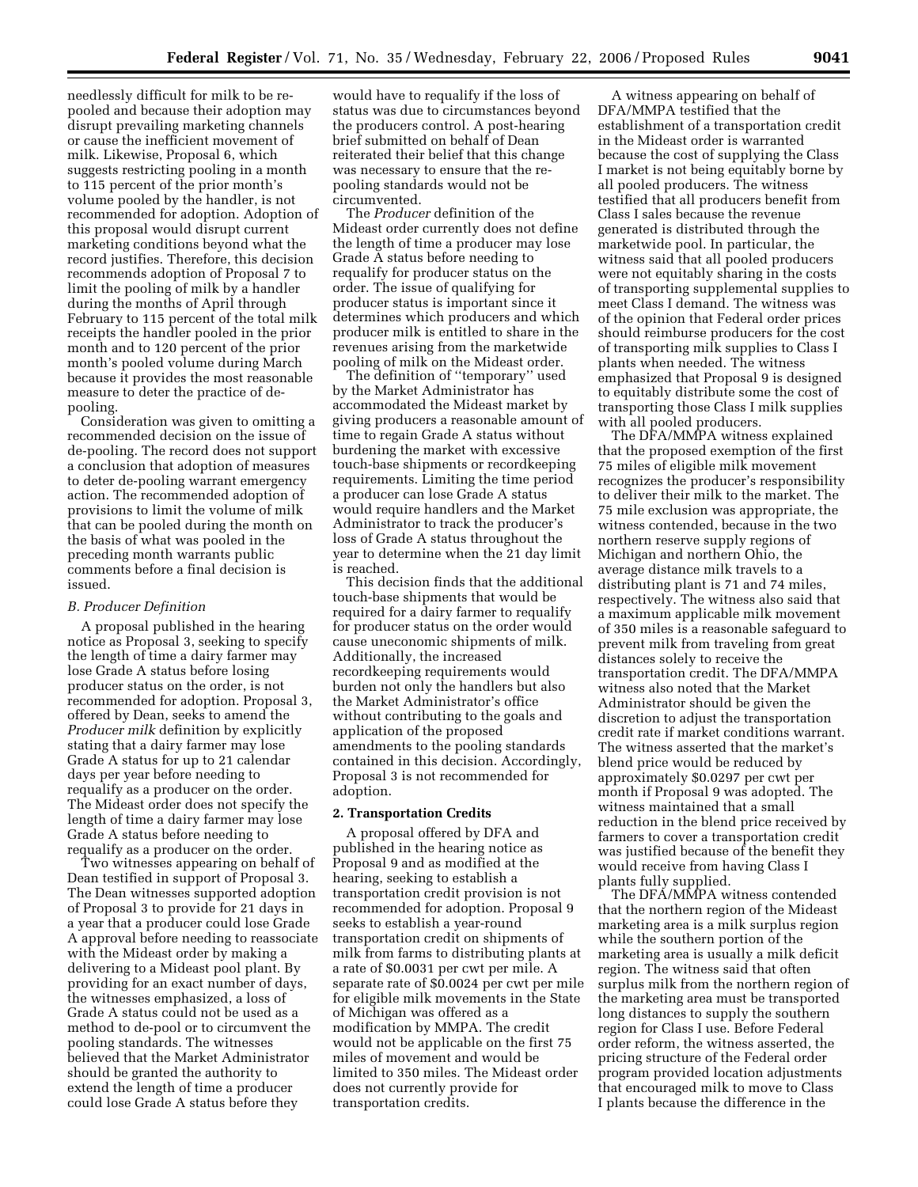needlessly difficult for milk to be re-pooled and because their adoption may disrupt prevailing marketing channels or cause the inefficient movement of milk. Likewise, Proposal 6, which suggests restricting pooling in a month to 115 percent of the prior month's volume pooled by the handler, is not recommended for adoption. Adoption of this proposal would disrupt current marketing conditions beyond what the record justifies. Therefore, this decision recommends adoption of Proposal 7 to limit the pooling of milk by a handler during the months of April through February to 115 percent of the total milk receipts the handler pooled in the prior month and to 120 percent of the prior month's pooled volume during March because it provides the most reasonable measure to deter the practice of de-pooling.

Consideration was given to omitting a recommended decision on the issue of de-pooling. The record does not support a conclusion that adoption of measures to deter de-pooling warrant emergency action. The recommended adoption of provisions to limit the volume of milk that can be pooled during the month on the basis of what was pooled in the preceding month warrants public comments before a final decision is issued.

*B. Producer Definition*

A proposal published in the hearing notice as Proposal 3, seeking to specify the length of time a dairy farmer may lose Grade A status before losing producer status on the order, is not recommended for adoption. Proposal 3, offered by Dean, seeks to amend the *Producer milk* definition by explicitly stating that a dairy farmer may lose Grade A status for up to 21 calendar days per year before needing to requalify as a producer on the order. The Mideast order does not specify the length of time a dairy farmer may lose Grade A status before needing to requalify as a producer on the order.

Two witnesses appearing on behalf of Dean testified in support of Proposal 3. The Dean witnesses supported adoption of Proposal 3 to provide for 21 days in a year that a producer could lose Grade A approval before needing to reassociate with the Mideast order by making a delivering to a Mideast pool plant. By providing for an exact number of days, the witnesses emphasized, a loss of Grade A status could not be used as a method to de-pool or to circumvent the pooling standards. The witnesses believed that the Market Administrator should be granted the authority to extend the length of time a producer could lose Grade A status before they would have to requalify if the loss of status was due to circumstances beyond the producers control. A post-hearing brief submitted on behalf of Dean reiterated their belief that this change was necessary to ensure that the re-pooling standards would not be circumvented.

The *Producer* definition of the Mideast order currently does not define the length of time a producer may lose Grade A status before needing to requalify for producer status on the order. The issue of qualifying for producer status is important since it determines which producers and which producer milk is entitled to share in the revenues arising from the marketwide pooling of milk on the Mideast order.

The definition of "temporary" used by the Market Administrator has accommodated the Mideast market by giving producers a reasonable amount of time to regain Grade A status without burdening the market with excessive touch-base shipments or recordkeeping requirements. Limiting the time period a producer can lose Grade A status would require handlers and the Market Administrator to track the producer's loss of Grade A status throughout the year to determine when the 21 day limit is reached.

This decision finds that the additional touch-base shipments that would be required for a dairy farmer to requalify for producer status on the order would cause uneconomic shipments of milk. Additionally, the increased recordkeeping requirements would burden not only the handlers but also the Market Administrator's office without contributing to the goals and application of the proposed amendments to the pooling standards contained in this decision. Accordingly, Proposal 3 is not recommended for adoption.

**2. Transportation Credits**

A proposal offered by DFA and published in the hearing notice as Proposal 9 and as modified at the hearing, seeking to establish a transportation credit provision is not recommended for adoption. Proposal 9 seeks to establish a year-round transportation credit on shipments of milk from farms to distributing plants at a rate of $0.0031 per cwt per mile. A separate rate of $0.0024 per cwt per mile for eligible milk movements in the State of Michigan was offered as a modification by MMPA. The credit would not be applicable on the first 75 miles of movement and would be limited to 350 miles. The Mideast order does not currently provide for transportation credits.

A witness appearing on behalf of DFA/MMPA testified that the establishment of a transportation credit in the Mideast order is warranted because the cost of supplying the Class I market is not being equitably borne by all pooled producers. The witness testified that all producers benefit from Class I sales because the revenue generated is distributed through the marketwide pool. In particular, the witness said that all pooled producers were not equitably sharing in the costs of transporting supplemental supplies to meet Class I demand. The witness was of the opinion that Federal order prices should reimburse producers for the cost of transporting milk supplies to Class I plants when needed. The witness emphasized that Proposal 9 is designed to equitably distribute some the cost of transporting those Class I milk supplies with all pooled producers.

The DFA/MMPA witness explained that the proposed exemption of the first 75 miles of eligible milk movement recognizes the producer's responsibility to deliver their milk to the market. The 75 mile exclusion was appropriate, the witness contended, because in the two northern reserve supply regions of Michigan and northern Ohio, the average distance milk travels to a distributing plant is 71 and 74 miles, respectively. The witness also said that a maximum applicable milk movement of 350 miles is a reasonable safeguard to prevent milk from traveling from great distances solely to receive the transportation credit. The DFA/MMPA witness also noted that the Market Administrator should be given the discretion to adjust the transportation credit rate if market conditions warrant. The witness asserted that the market's blend price would be reduced by approximately $0.0297 per cwt per month if Proposal 9 was adopted. The witness maintained that a small reduction in the blend price received by farmers to cover a transportation credit was justified because of the benefit they would receive from having Class I plants fully supplied.

The DFA/MMPA witness contended that the northern region of the Mideast marketing area is a milk surplus region while the southern portion of the marketing area is usually a milk deficit region. The witness said that often surplus milk from the northern region of the marketing area must be transported long distances to supply the southern region for Class I use. Before Federal order reform, the witness asserted, the pricing structure of the Federal order program provided location adjustments that encouraged milk to move to Class I plants because the difference in the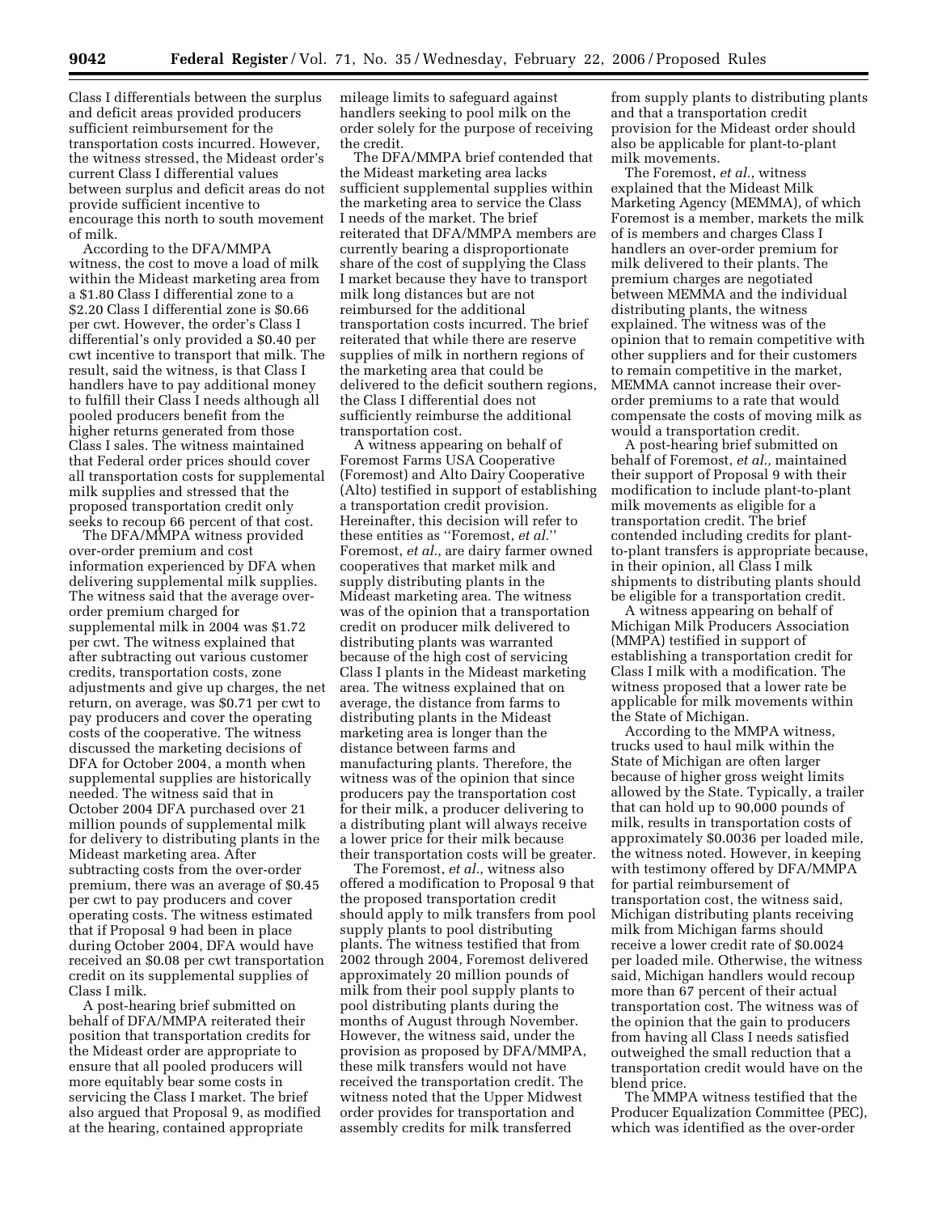Class I differentials between the surplus and deficit areas provided producers sufficient reimbursement for the transportation costs incurred. However, the witness stressed, the Mideast order's current Class I differential values between surplus and deficit areas do not provide sufficient incentive to encourage this north to south movement of milk.

According to the DFA/MMPA witness, the cost to move a load of milk within the Mideast marketing area from a $1.80 Class I differential zone to a $2.20 Class I differential zone is $0.66 per cwt. However, the order's Class I differential's only provided a $0.40 per cwt incentive to transport that milk. The result, said the witness, is that Class I handlers have to pay additional money to fulfill their Class I needs although all pooled producers benefit from the higher returns generated from those Class I sales. The witness maintained that Federal order prices should cover all transportation costs for supplemental milk supplies and stressed that the proposed transportation credit only seeks to recoup 66 percent of that cost.

The DFA/MMPA witness provided over-order premium and cost information experienced by DFA when delivering supplemental milk supplies. The witness said that the average over-order premium charged for supplemental milk in 2004 was $1.72 per cwt. The witness explained that after subtracting out various customer credits, transportation costs, zone adjustments and give up charges, the net return, on average, was $0.71 per cwt to pay producers and cover the operating costs of the cooperative. The witness discussed the marketing decisions of DFA for October 2004, a month when supplemental supplies are historically needed. The witness said that in October 2004 DFA purchased over 21 million pounds of supplemental milk for delivery to distributing plants in the Mideast marketing area. After subtracting costs from the over-order premium, there was an average of $0.45 per cwt to pay producers and cover operating costs. The witness estimated that if Proposal 9 had been in place during October 2004, DFA would have received an $0.08 per cwt transportation credit on its supplemental supplies of Class I milk.

A post-hearing brief submitted on behalf of DFA/MMPA reiterated their position that transportation credits for the Mideast order are appropriate to ensure that all pooled producers will more equitably bear some costs in servicing the Class I market. The brief also argued that Proposal 9, as modified at the hearing, contained appropriate mileage limits to safeguard against handlers seeking to pool milk on the order solely for the purpose of receiving the credit.

The DFA/MMPA brief contended that the Mideast marketing area lacks sufficient supplemental supplies within the marketing area to service the Class I needs of the market. The brief reiterated that DFA/MMPA members are currently bearing a disproportionate share of the cost of supplying the Class I market because they have to transport milk long distances but are not reimbursed for the additional transportation costs incurred. The brief reiterated that while there are reserve supplies of milk in northern regions of the marketing area that could be delivered to the deficit southern regions, the Class I differential does not sufficiently reimburse the additional transportation cost.

A witness appearing on behalf of Foremost Farms USA Cooperative (Foremost) and Alto Dairy Cooperative (Alto) testified in support of establishing a transportation credit provision. Hereinafter, this decision will refer to these entities as "Foremost, *et al.*" Foremost, *et al.*, are dairy farmer owned cooperatives that market milk and supply distributing plants in the Mideast marketing area. The witness was of the opinion that a transportation credit on producer milk delivered to distributing plants was warranted because of the high cost of servicing Class I plants in the Mideast marketing area. The witness explained that on average, the distance from farms to distributing plants in the Mideast marketing area is longer than the distance between farms and manufacturing plants. Therefore, the witness was of the opinion that since producers pay the transportation cost for their milk, a producer delivering to a distributing plant will always receive a lower price for their milk because their transportation costs will be greater.

The Foremost, *et al.*, witness also offered a modification to Proposal 9 that the proposed transportation credit should apply to milk transfers from pool supply plants to pool distributing plants. The witness testified that from 2002 through 2004, Foremost delivered approximately 20 million pounds of milk from their pool supply plants to pool distributing plants during the months of August through November. However, the witness said, under the provision as proposed by DFA/MMPA, these milk transfers would not have received the transportation credit. The witness noted that the Upper Midwest order provides for transportation and assembly credits for milk transferred from supply plants to distributing plants and that a transportation credit provision for the Mideast order should also be applicable for plant-to-plant milk movements.

The Foremost, *et al.*, witness explained that the Mideast Milk Marketing Agency (MEMMA), of which Foremost is a member, markets the milk of is members and charges Class I handlers an over-order premium for milk delivered to their plants. The premium charges are negotiated between MEMMA and the individual distributing plants, the witness explained. The witness was of the opinion that to remain competitive with other suppliers and for their customers to remain competitive in the market, MEMMA cannot increase their over-order premiums to a rate that would compensate the costs of moving milk as would a transportation credit.

A post-hearing brief submitted on behalf of Foremost, *et al.,* maintained their support of Proposal 9 with their modification to include plant-to-plant milk movements as eligible for a transportation credit. The brief contended including credits for plant-to-plant transfers is appropriate because, in their opinion, all Class I milk shipments to distributing plants should be eligible for a transportation credit.

A witness appearing on behalf of Michigan Milk Producers Association (MMPA) testified in support of establishing a transportation credit for Class I milk with a modification. The witness proposed that a lower rate be applicable for milk movements within the State of Michigan.

According to the MMPA witness, trucks used to haul milk within the State of Michigan are often larger because of higher gross weight limits allowed by the State. Typically, a trailer that can hold up to 90,000 pounds of milk, results in transportation costs of approximately $0.0036 per loaded mile, the witness noted. However, in keeping with testimony offered by DFA/MMPA for partial reimbursement of transportation cost, the witness said, Michigan distributing plants receiving milk from Michigan farms should receive a lower credit rate of $0.0024 per loaded mile. Otherwise, the witness said, Michigan handlers would recoup more than 67 percent of their actual transportation cost. The witness was of the opinion that the gain to producers from having all Class I needs satisfied outweighed the small reduction that a transportation credit would have on the blend price.

The MMPA witness testified that the Producer Equalization Committee (PEC), which was identified as the over-order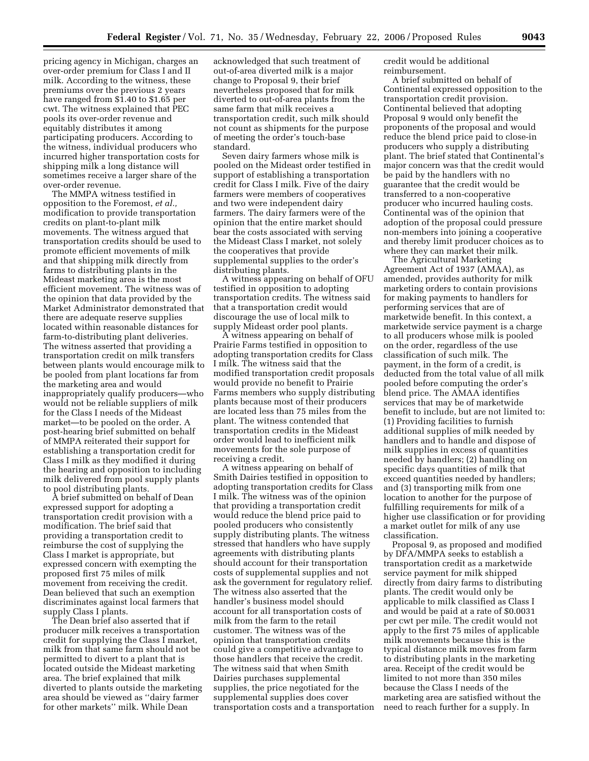pricing agency in Michigan, charges an over-order premium for Class I and II milk. According to the witness, these premiums over the previous 2 years have ranged from $1.40 to $1.65 per cwt. The witness explained that PEC pools its over-order revenue and equitably distributes it among participating producers. According to the witness, individual producers who incurred higher transportation costs for shipping milk a long distance will sometimes receive a larger share of the over-order revenue.

The MMPA witness testified in opposition to the Foremost, *et al.,* modification to provide transportation credits on plant-to-plant milk movements. The witness argued that transportation credits should be used to promote efficient movements of milk and that shipping milk directly from farms to distributing plants in the Mideast marketing area is the most efficient movement. The witness was of the opinion that data provided by the Market Administrator demonstrated that there are adequate reserve supplies located within reasonable distances for farm-to-distributing plant deliveries. The witness asserted that providing a transportation credit on milk transfers between plants would encourage milk to be pooled from plant locations far from the marketing area and would inappropriately qualify producers—who would not be reliable suppliers of milk for the Class I needs of the Mideast market—to be pooled on the order. A post-hearing brief submitted on behalf of MMPA reiterated their support for establishing a transportation credit for Class I milk as they modified it during the hearing and opposition to including milk delivered from pool supply plants to pool distributing plants.

A brief submitted on behalf of Dean expressed support for adopting a transportation credit provision with a modification. The brief said that providing a transportation credit to reimburse the cost of supplying the Class I market is appropriate, but expressed concern with exempting the proposed first 75 miles of milk movement from receiving the credit. Dean believed that such an exemption discriminates against local farmers that supply Class I plants.

The Dean brief also asserted that if producer milk receives a transportation credit for supplying the Class I market, milk from that same farm should not be permitted to divert to a plant that is located outside the Mideast marketing area. The brief explained that milk diverted to plants outside the marketing area should be viewed as "dairy farmer for other markets" milk. While Dean acknowledged that such treatment of out-of-area diverted milk is a major change to Proposal 9, their brief nevertheless proposed that for milk diverted to out-of-area plants from the same farm that milk receives a transportation credit, such milk should not count as shipments for the purpose of meeting the order's touch-base standard.

Seven dairy farmers whose milk is pooled on the Mideast order testified in support of establishing a transportation credit for Class I milk. Five of the dairy farmers were members of cooperatives and two were independent dairy farmers. The dairy farmers were of the opinion that the entire market should bear the costs associated with serving the Mideast Class I market, not solely the cooperatives that provide supplemental supplies to the order's distributing plants.

A witness appearing on behalf of OFU testified in opposition to adopting transportation credits. The witness said that a transportation credit would discourage the use of local milk to supply Mideast order pool plants.

A witness appearing on behalf of Prairie Farms testified in opposition to adopting transportation credits for Class I milk. The witness said that the modified transportation credit proposals would provide no benefit to Prairie Farms members who supply distributing plants because most of their producers are located less than 75 miles from the plant. The witness contended that transportation credits in the Mideast order would lead to inefficient milk movements for the sole purpose of receiving a credit.

A witness appearing on behalf of Smith Dairies testified in opposition to adopting transportation credits for Class I milk. The witness was of the opinion that providing a transportation credit would reduce the blend price paid to pooled producers who consistently supply distributing plants. The witness stressed that handlers who have supply agreements with distributing plants should account for their transportation costs of supplemental supplies and not ask the government for regulatory relief. The witness also asserted that the handler's business model should account for all transportation costs of milk from the farm to the retail customer. The witness was of the opinion that transportation credits could give a competitive advantage to those handlers that receive the credit. The witness said that when Smith Dairies purchases supplemental supplies, the price negotiated for the supplemental supplies does cover transportation costs and a transportation credit would be additional reimbursement.

A brief submitted on behalf of Continental expressed opposition to the transportation credit provision. Continental believed that adopting Proposal 9 would only benefit the proponents of the proposal and would reduce the blend price paid to close-in producers who supply a distributing plant. The brief stated that Continental's major concern was that the credit would be paid by the handlers with no guarantee that the credit would be transferred to a non-cooperative producer who incurred hauling costs. Continental was of the opinion that adoption of the proposal could pressure non-members into joining a cooperative and thereby limit producer choices as to where they can market their milk.

The Agricultural Marketing Agreement Act of 1937 (AMAA), as amended, provides authority for milk marketing orders to contain provisions for making payments to handlers for performing services that are of marketwide benefit. In this context, a marketwide service payment is a charge to all producers whose milk is pooled on the order, regardless of the use classification of such milk. The payment, in the form of a credit, is deducted from the total value of all milk pooled before computing the order's blend price. The AMAA identifies services that may be of marketwide benefit to include, but are not limited to: (1) Providing facilities to furnish additional supplies of milk needed by handlers and to handle and dispose of milk supplies in excess of quantities needed by handlers; (2) handling on specific days quantities of milk that exceed quantities needed by handlers; and (3) transporting milk from one location to another for the purpose of fulfilling requirements for milk of a higher use classification or for providing a market outlet for milk of any use classification.

Proposal 9, as proposed and modified by DFA/MMPA seeks to establish a transportation credit as a marketwide service payment for milk shipped directly from dairy farms to distributing plants. The credit would only be applicable to milk classified as Class I and would be paid at a rate of $0.0031 per cwt per mile. The credit would not apply to the first 75 miles of applicable milk movements because this is the typical distance milk moves from farm to distributing plants in the marketing area. Receipt of the credit would be limited to not more than 350 miles because the Class I needs of the marketing area are satisfied without the need to reach further for a supply. In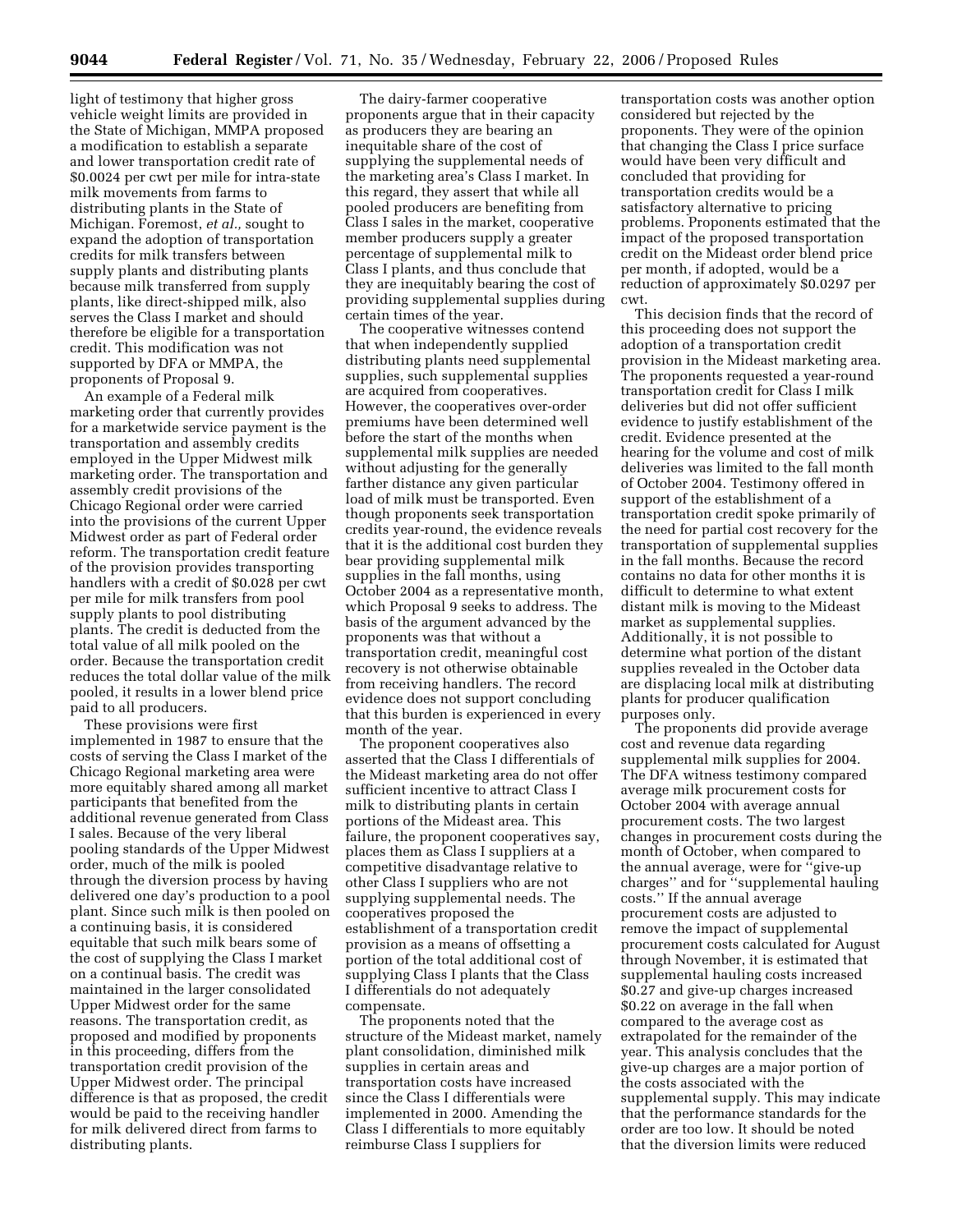light of testimony that higher gross vehicle weight limits are provided in the State of Michigan, MMPA proposed a modification to establish a separate and lower transportation credit rate of $0.0024 per cwt per mile for intra-state milk movements from farms to distributing plants in the State of Michigan. Foremost, *et al.,* sought to expand the adoption of transportation credits for milk transfers between supply plants and distributing plants because milk transferred from supply plants, like direct-shipped milk, also serves the Class I market and should therefore be eligible for a transportation credit. This modification was not supported by DFA or MMPA, the proponents of Proposal 9.

An example of a Federal milk marketing order that currently provides for a marketwide service payment is the transportation and assembly credits employed in the Upper Midwest milk marketing order. The transportation and assembly credit provisions of the Chicago Regional order were carried into the provisions of the current Upper Midwest order as part of Federal order reform. The transportation credit feature of the provision provides transporting handlers with a credit of $0.028 per cwt per mile for milk transfers from pool supply plants to pool distributing plants. The credit is deducted from the total value of all milk pooled on the order. Because the transportation credit reduces the total dollar value of the milk pooled, it results in a lower blend price paid to all producers.

These provisions were first implemented in 1987 to ensure that the costs of serving the Class I market of the Chicago Regional marketing area were more equitably shared among all market participants that benefited from the additional revenue generated from Class I sales. Because of the very liberal pooling standards of the Upper Midwest order, much of the milk is pooled through the diversion process by having delivered one day's production to a pool plant. Since such milk is then pooled on a continuing basis, it is considered equitable that such milk bears some of the cost of supplying the Class I market on a continual basis. The credit was maintained in the larger consolidated Upper Midwest order for the same reasons. The transportation credit, as proposed and modified by proponents in this proceeding, differs from the transportation credit provision of the Upper Midwest order. The principal difference is that as proposed, the credit would be paid to the receiving handler for milk delivered direct from farms to distributing plants.

The dairy-farmer cooperative proponents argue that in their capacity as producers they are bearing an inequitable share of the cost of supplying the supplemental needs of the marketing area's Class I market. In this regard, they assert that while all pooled producers are benefiting from Class I sales in the market, cooperative member producers supply a greater percentage of supplemental milk to Class I plants, and thus conclude that they are inequitably bearing the cost of providing supplemental supplies during certain times of the year.

The cooperative witnesses contend that when independently supplied distributing plants need supplemental supplies, such supplemental supplies are acquired from cooperatives. However, the cooperatives over-order premiums have been determined well before the start of the months when supplemental milk supplies are needed without adjusting for the generally farther distance any given particular load of milk must be transported. Even though proponents seek transportation credits year-round, the evidence reveals that it is the additional cost burden they bear providing supplemental milk supplies in the fall months, using October 2004 as a representative month, which Proposal 9 seeks to address. The basis of the argument advanced by the proponents was that without a transportation credit, meaningful cost recovery is not otherwise obtainable from receiving handlers. The record evidence does not support concluding that this burden is experienced in every month of the year.

The proponent cooperatives also asserted that the Class I differentials of the Mideast marketing area do not offer sufficient incentive to attract Class I milk to distributing plants in certain portions of the Mideast area. This failure, the proponent cooperatives say, places them as Class I suppliers at a competitive disadvantage relative to other Class I suppliers who are not supplying supplemental needs. The cooperatives proposed the establishment of a transportation credit provision as a means of offsetting a portion of the total additional cost of supplying Class I plants that the Class I differentials do not adequately compensate.

The proponents noted that the structure of the Mideast market, namely plant consolidation, diminished milk supplies in certain areas and transportation costs have increased since the Class I differentials were implemented in 2000. Amending the Class I differentials to more equitably reimburse Class I suppliers for transportation costs was another option considered but rejected by the proponents. They were of the opinion that changing the Class I price surface would have been very difficult and concluded that providing for transportation credits would be a satisfactory alternative to pricing problems. Proponents estimated that the impact of the proposed transportation credit on the Mideast order blend price per month, if adopted, would be a reduction of approximately $0.0297 per cwt.

This decision finds that the record of this proceeding does not support the adoption of a transportation credit provision in the Mideast marketing area. The proponents requested a year-round transportation credit for Class I milk deliveries but did not offer sufficient evidence to justify establishment of the credit. Evidence presented at the hearing for the volume and cost of milk deliveries was limited to the fall month of October 2004. Testimony offered in support of the establishment of a transportation credit spoke primarily of the need for partial cost recovery for the transportation of supplemental supplies in the fall months. Because the record contains no data for other months it is difficult to determine to what extent distant milk is moving to the Mideast market as supplemental supplies. Additionally, it is not possible to determine what portion of the distant supplies revealed in the October data are displacing local milk at distributing plants for producer qualification purposes only.

The proponents did provide average cost and revenue data regarding supplemental milk supplies for 2004. The DFA witness testimony compared average milk procurement costs for October 2004 with average annual procurement costs. The two largest changes in procurement costs during the month of October, when compared to the annual average, were for "give-up charges" and for "supplemental hauling costs." If the annual average procurement costs are adjusted to remove the impact of supplemental procurement costs calculated for August through November, it is estimated that supplemental hauling costs increased $0.27 and give-up charges increased $0.22 on average in the fall when compared to the average cost as extrapolated for the remainder of the year. This analysis concludes that the give-up charges are a major portion of the costs associated with the supplemental supply. This may indicate that the performance standards for the order are too low. It should be noted that the diversion limits were reduced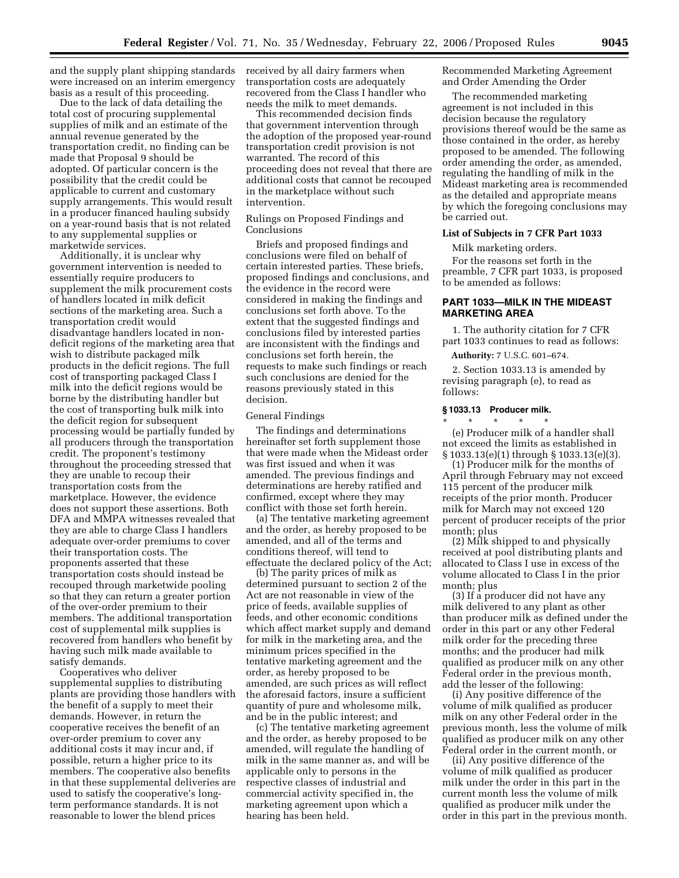and the supply plant shipping standards were increased on an interim emergency basis as a result of this proceeding.

Due to the lack of data detailing the total cost of procuring supplemental supplies of milk and an estimate of the annual revenue generated by the transportation credit, no finding can be made that Proposal 9 should be adopted. Of particular concern is the possibility that the credit could be applicable to current and customary supply arrangements. This would result in a producer financed hauling subsidy on a year-round basis that is not related to any supplemental supplies or marketwide services.

Additionally, it is unclear why government intervention is needed to essentially require producers to supplement the milk procurement costs of handlers located in milk deficit sections of the marketing area. Such a transportation credit would disadvantage handlers located in non-deficit regions of the marketing area that wish to distribute packaged milk products in the deficit regions. The full cost of transporting packaged Class I milk into the deficit regions would be borne by the distributing handler but the cost of transporting bulk milk into the deficit region for subsequent processing would be partially funded by all producers through the transportation credit. The proponent's testimony throughout the proceeding stressed that they are unable to recoup their transportation costs from the marketplace. However, the evidence does not support these assertions. Both DFA and MMPA witnesses revealed that they are able to charge Class I handlers adequate over-order premiums to cover their transportation costs. The proponents asserted that these transportation costs should instead be recouped through marketwide pooling so that they can return a greater portion of the over-order premium to their members. The additional transportation cost of supplemental milk supplies is recovered from handlers who benefit by having such milk made available to satisfy demands.

Cooperatives who deliver supplemental supplies to distributing plants are providing those handlers with the benefit of a supply to meet their demands. However, in return the cooperative receives the benefit of an over-order premium to cover any additional costs it may incur and, if possible, return a higher price to its members. The cooperative also benefits in that these supplemental deliveries are used to satisfy the cooperative's long-term performance standards. It is not reasonable to lower the blend prices received by all dairy farmers when transportation costs are adequately recovered from the Class I handler who needs the milk to meet demands.

This recommended decision finds that government intervention through the adoption of the proposed year-round transportation credit provision is not warranted. The record of this proceeding does not reveal that there are additional costs that cannot be recouped in the marketplace without such intervention.

Rulings on Proposed Findings and Conclusions

Briefs and proposed findings and conclusions were filed on behalf of certain interested parties. These briefs, proposed findings and conclusions, and the evidence in the record were considered in making the findings and conclusions set forth above. To the extent that the suggested findings and conclusions filed by interested parties are inconsistent with the findings and conclusions set forth herein, the requests to make such findings or reach such conclusions are denied for the reasons previously stated in this decision.

General Findings

The findings and determinations hereinafter set forth supplement those that were made when the Mideast order was first issued and when it was amended. The previous findings and determinations are hereby ratified and confirmed, except where they may conflict with those set forth herein.

(a) The tentative marketing agreement and the order, as hereby proposed to be amended, and all of the terms and conditions thereof, will tend to effectuate the declared policy of the Act;

(b) The parity prices of milk as determined pursuant to section 2 of the Act are not reasonable in view of the price of feeds, available supplies of feeds, and other economic conditions which affect market supply and demand for milk in the marketing area, and the minimum prices specified in the tentative marketing agreement and the order, as hereby proposed to be amended, are such prices as will reflect the aforesaid factors, insure a sufficient quantity of pure and wholesome milk, and be in the public interest; and

(c) The tentative marketing agreement and the order, as hereby proposed to be amended, will regulate the handling of milk in the same manner as, and will be applicable only to persons in the respective classes of industrial and commercial activity specified in, the marketing agreement upon which a hearing has been held.

Recommended Marketing Agreement and Order Amending the Order

The recommended marketing agreement is not included in this decision because the regulatory provisions thereof would be the same as those contained in the order, as hereby proposed to be amended. The following order amending the order, as amended, regulating the handling of milk in the Mideast marketing area is recommended as the detailed and appropriate means by which the foregoing conclusions may be carried out.

**List of Subjects in 7 CFR Part 1033**

Milk marketing orders.

For the reasons set forth in the preamble, 7 CFR part 1033, is proposed to be amended as follows:

## PART 1033—MILK IN THE MIDEAST MARKETING AREA

1. The authority citation for 7 CFR part 1033 continues to read as follows:

**Authority:** 7 U.S.C. 601–674.

2. Section 1033.13 is amended by revising paragraph (e), to read as follows:

**§ 1033.13 Producer milk.**

\* \* \* \* \*

(e) Producer milk of a handler shall not exceed the limits as established in § 1033.13(e)(1) through § 1033.13(e)(3).

(1) Producer milk for the months of April through February may not exceed 115 percent of the producer milk receipts of the prior month. Producer milk for March may not exceed 120 percent of producer receipts of the prior month; plus

(2) Milk shipped to and physically received at pool distributing plants and allocated to Class I use in excess of the volume allocated to Class I in the prior month; plus

(3) If a producer did not have any milk delivered to any plant as other than producer milk as defined under the order in this part or any other Federal milk order for the preceding three months; and the producer had milk qualified as producer milk on any other Federal order in the previous month, add the lesser of the following:

(i) Any positive difference of the volume of milk qualified as producer milk on any other Federal order in the previous month, less the volume of milk qualified as producer milk on any other Federal order in the current month, or

(ii) Any positive difference of the volume of milk qualified as producer milk under the order in this part in the current month less the volume of milk qualified as producer milk under the order in this part in the previous month.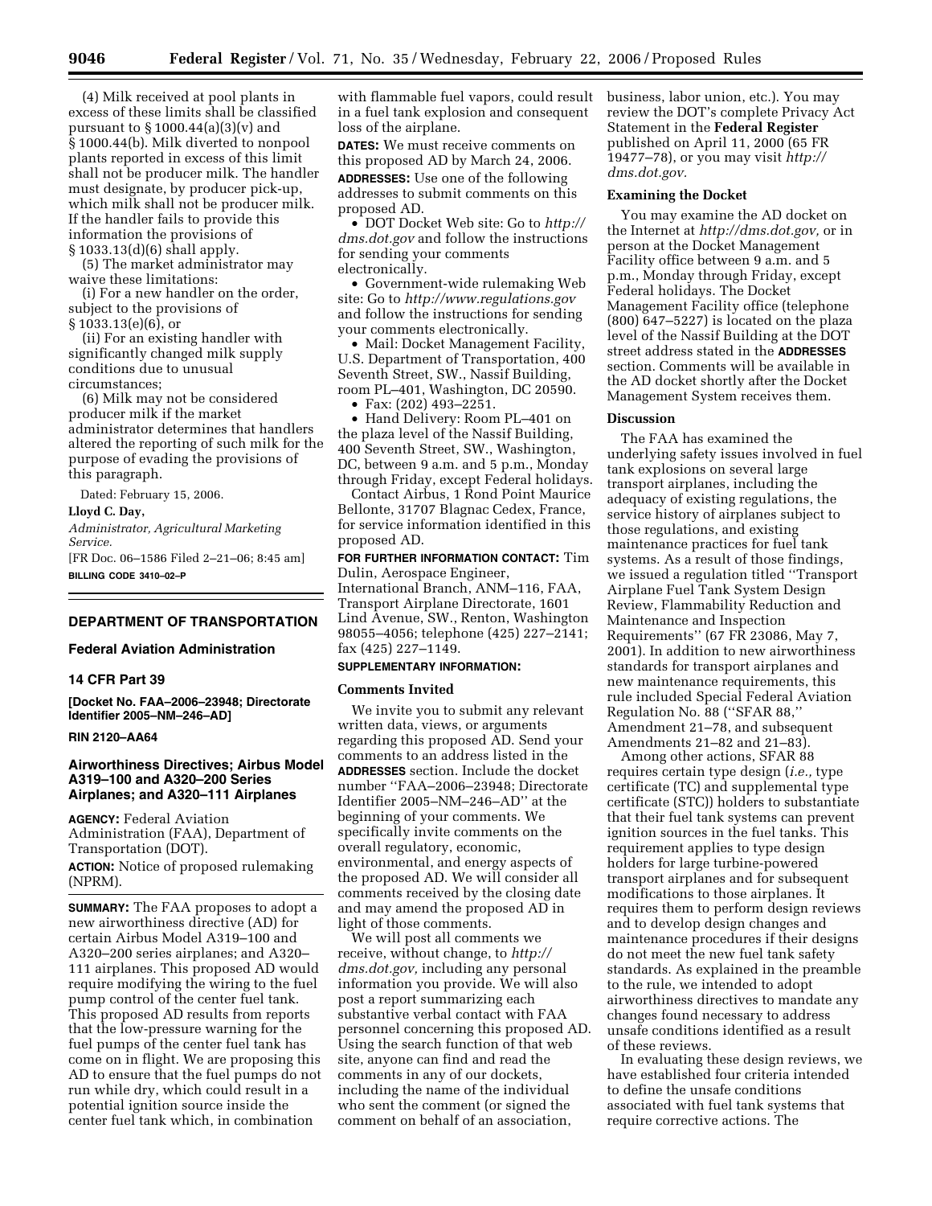(4) Milk received at pool plants in excess of these limits shall be classified pursuant to § 1000.44(a)(3)(v) and § 1000.44(b). Milk diverted to nonpool plants reported in excess of this limit shall not be producer milk. The handler must designate, by producer pick-up, which milk shall not be producer milk. If the handler fails to provide this information the provisions of § 1033.13(d)(6) shall apply.

(5) The market administrator may waive these limitations:

(i) For a new handler on the order, subject to the provisions of § 1033.13(e)(6), or

(ii) For an existing handler with significantly changed milk supply conditions due to unusual circumstances;

(6) Milk may not be considered producer milk if the market administrator determines that handlers altered the reporting of such milk for the purpose of evading the provisions of this paragraph.

Dated: February 15, 2006.

**Lloyd C. Day,**

*Administrator, Agricultural Marketing Service.*

[FR Doc. 06–1586 Filed 2–21–06; 8:45 am]

**BILLING CODE 3410–02–P**

## DEPARTMENT OF TRANSPORTATION

### Federal Aviation Administration

### 14 CFR Part 39

**[Docket No. FAA–2006–23948; Directorate Identifier 2005–NM–246–AD]**

**RIN 2120–AA64**

### Airworthiness Directives; Airbus Model A319–100 and A320–200 Series Airplanes; and A320–111 Airplanes

**AGENCY:** Federal Aviation Administration (FAA), Department of Transportation (DOT).

**ACTION:** Notice of proposed rulemaking (NPRM).

**SUMMARY:** The FAA proposes to adopt a new airworthiness directive (AD) for certain Airbus Model A319–100 and A320–200 series airplanes; and A320–111 airplanes. This proposed AD would require modifying the wiring to the fuel pump control of the center fuel tank. This proposed AD results from reports that the low-pressure warning for the fuel pumps of the center fuel tank has come on in flight. We are proposing this AD to ensure that the fuel pumps do not run while dry, which could result in a potential ignition source inside the center fuel tank which, in combination with flammable fuel vapors, could result in a fuel tank explosion and consequent loss of the airplane.

**DATES:** We must receive comments on this proposed AD by March 24, 2006.

**ADDRESSES:** Use one of the following addresses to submit comments on this proposed AD.

- DOT Docket Web site: Go to *http://dms.dot.gov* and follow the instructions for sending your comments electronically.
- Government-wide rulemaking Web site: Go to *http://www.regulations.gov* and follow the instructions for sending your comments electronically.
- Mail: Docket Management Facility, U.S. Department of Transportation, 400 Seventh Street, SW., Nassif Building, room PL–401, Washington, DC 20590.
- Fax: (202) 493–2251.
- Hand Delivery: Room PL–401 on the plaza level of the Nassif Building, 400 Seventh Street, SW., Washington, DC, between 9 a.m. and 5 p.m., Monday through Friday, except Federal holidays.

Contact Airbus, 1 Rond Point Maurice Bellonte, 31707 Blagnac Cedex, France, for service information identified in this proposed AD.

**FOR FURTHER INFORMATION CONTACT:** Tim Dulin, Aerospace Engineer, International Branch, ANM–116, FAA, Transport Airplane Directorate, 1601 Lind Avenue, SW., Renton, Washington 98055–4056; telephone (425) 227–2141; fax (425) 227–1149.

**SUPPLEMENTARY INFORMATION:**

#### Comments Invited

We invite you to submit any relevant written data, views, or arguments regarding this proposed AD. Send your comments to an address listed in the **ADDRESSES** section. Include the docket number ''FAA–2006–23948; Directorate Identifier 2005–NM–246–AD'' at the beginning of your comments. We specifically invite comments on the overall regulatory, economic, environmental, and energy aspects of the proposed AD. We will consider all comments received by the closing date and may amend the proposed AD in light of those comments.

We will post all comments we receive, without change, to *http://dms.dot.gov,* including any personal information you provide. We will also post a report summarizing each substantive verbal contact with FAA personnel concerning this proposed AD. Using the search function of that web site, anyone can find and read the comments in any of our dockets, including the name of the individual who sent the comment (or signed the comment on behalf of an association, business, labor union, etc.). You may review the DOT's complete Privacy Act Statement in the **Federal Register** published on April 11, 2000 (65 FR 19477–78), or you may visit *http://dms.dot.gov.*

#### Examining the Docket

You may examine the AD docket on the Internet at *http://dms.dot.gov,* or in person at the Docket Management Facility office between 9 a.m. and 5 p.m., Monday through Friday, except Federal holidays. The Docket Management Facility office (telephone (800) 647–5227) is located on the plaza level of the Nassif Building at the DOT street address stated in the **ADDRESSES** section. Comments will be available in the AD docket shortly after the Docket Management System receives them.

#### Discussion

The FAA has examined the underlying safety issues involved in fuel tank explosions on several large transport airplanes, including the adequacy of existing regulations, the service history of airplanes subject to those regulations, and existing maintenance practices for fuel tank systems. As a result of those findings, we issued a regulation titled ''Transport Airplane Fuel Tank System Design Review, Flammability Reduction and Maintenance and Inspection Requirements'' (67 FR 23086, May 7, 2001). In addition to new airworthiness standards for transport airplanes and new maintenance requirements, this rule included Special Federal Aviation Regulation No. 88 (''SFAR 88,'' Amendment 21–78, and subsequent Amendments 21–82 and 21–83).

Among other actions, SFAR 88 requires certain type design (*i.e.,* type certificate (TC) and supplemental type certificate (STC)) holders to substantiate that their fuel tank systems can prevent ignition sources in the fuel tanks. This requirement applies to type design holders for large turbine-powered transport airplanes and for subsequent modifications to those airplanes. It requires them to perform design reviews and to develop design changes and maintenance procedures if their designs do not meet the new fuel tank safety standards. As explained in the preamble to the rule, we intended to adopt airworthiness directives to mandate any changes found necessary to address unsafe conditions identified as a result of these reviews.

In evaluating these design reviews, we have established four criteria intended to define the unsafe conditions associated with fuel tank systems that require corrective actions. The